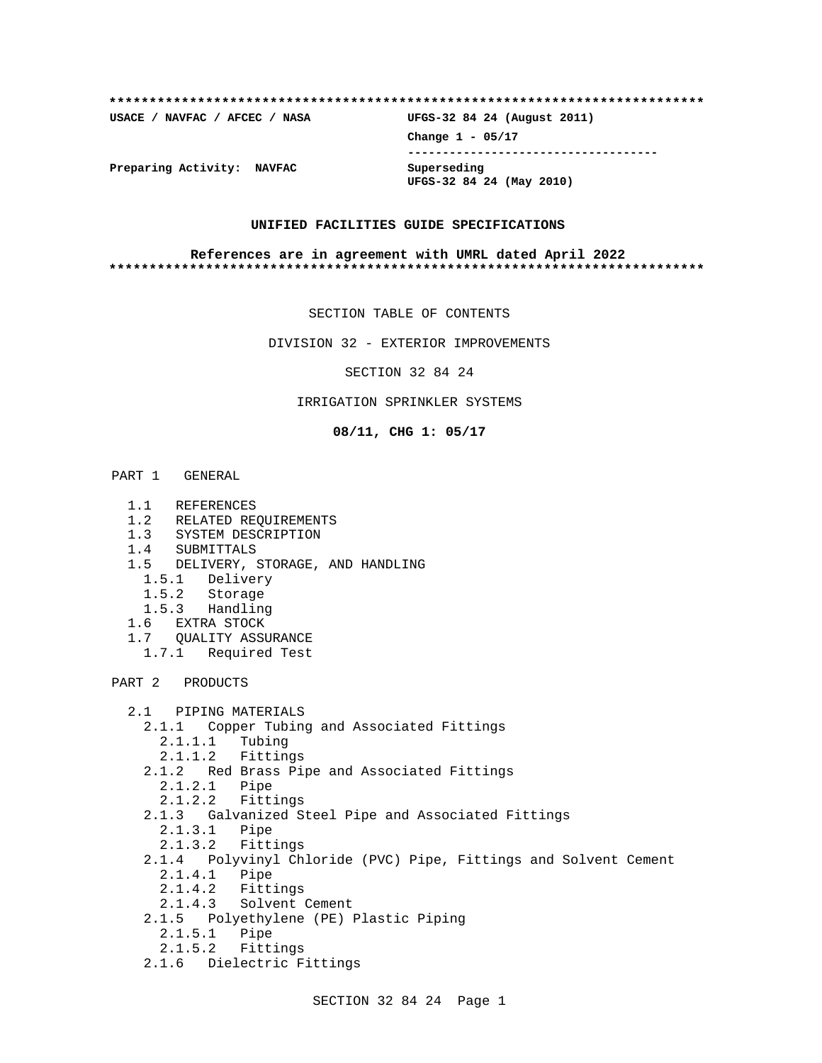```
**************************************************************************
USACE / NAVFAC / AFCEC / NASA            UFGS-32 84 24 (August 2011)
                                         Change 1 - 05/17
                                         -----------------------------------
Preparing Activity:  NAVFAC              Superseding
                                         UFGS-32 84 24 (May 2010)
```

**UNIFIED FACILITIES GUIDE SPECIFICATIONS**

**References are in agreement with UMRL dated April 2022**

```
**************************************************************************
```

SECTION TABLE OF CONTENTS

DIVISION 32 - EXTERIOR IMPROVEMENTS

SECTION 32 84 24

IRRIGATION SPRINKLER SYSTEMS

**08/11, CHG 1: 05/17**

PART 1   GENERAL

- 1.1   REFERENCES
- 1.2   RELATED REQUIREMENTS
- 1.3   SYSTEM DESCRIPTION
- 1.4   SUBMITTALS
- 1.5   DELIVERY, STORAGE, AND HANDLING
  - 1.5.1   Delivery
  - 1.5.2   Storage
  - 1.5.3   Handling
- 1.6   EXTRA STOCK
- 1.7   QUALITY ASSURANCE
  - 1.7.1   Required Test

PART 2   PRODUCTS

- 2.1   PIPING MATERIALS
  - 2.1.1   Copper Tubing and Associated Fittings
    - 2.1.1.1   Tubing
    - 2.1.1.2   Fittings
  - 2.1.2   Red Brass Pipe and Associated Fittings
    - 2.1.2.1   Pipe
    - 2.1.2.2   Fittings
  - 2.1.3   Galvanized Steel Pipe and Associated Fittings
    - 2.1.3.1   Pipe
    - 2.1.3.2   Fittings
  - 2.1.4   Polyvinyl Chloride (PVC) Pipe, Fittings and Solvent Cement
    - 2.1.4.1   Pipe
    - 2.1.4.2   Fittings
    - 2.1.4.3   Solvent Cement
  - 2.1.5   Polyethylene (PE) Plastic Piping
    - 2.1.5.1   Pipe
    - 2.1.5.2   Fittings
  - 2.1.6   Dielectric Fittings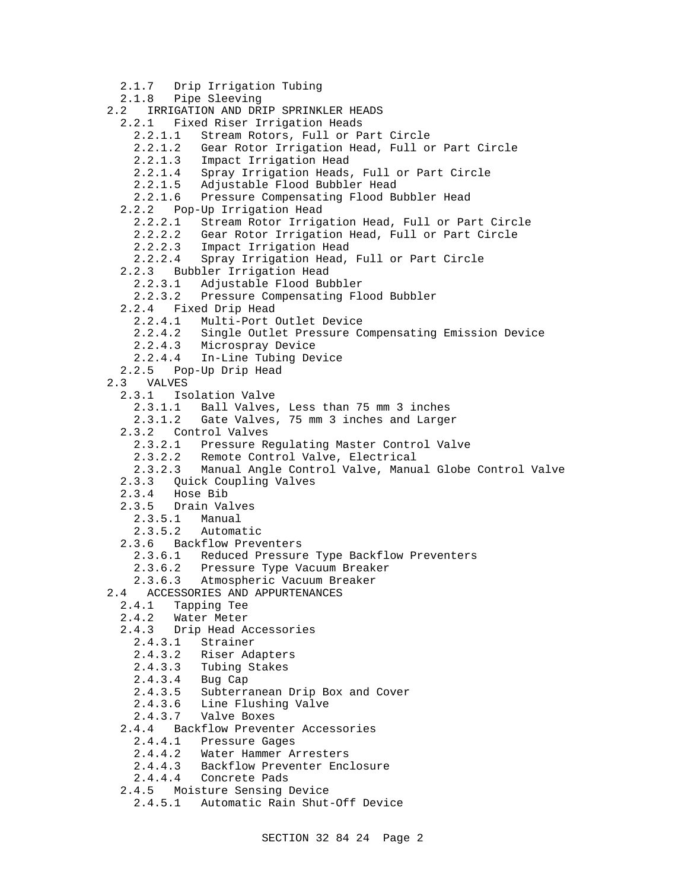2.1.7 Drip Irrigation Tubing
2.1.8 Pipe Sleeving
2.2 IRRIGATION AND DRIP SPRINKLER HEADS
2.2.1 Fixed Riser Irrigation Heads
2.2.1.1 Stream Rotors, Full or Part Circle
2.2.1.2 Gear Rotor Irrigation Head, Full or Part Circle
2.2.1.3 Impact Irrigation Head
2.2.1.4 Spray Irrigation Heads, Full or Part Circle
2.2.1.5 Adjustable Flood Bubbler Head
2.2.1.6 Pressure Compensating Flood Bubbler Head
2.2.2 Pop-Up Irrigation Head
2.2.2.1 Stream Rotor Irrigation Head, Full or Part Circle
2.2.2.2 Gear Rotor Irrigation Head, Full or Part Circle
2.2.2.3 Impact Irrigation Head
2.2.2.4 Spray Irrigation Head, Full or Part Circle
2.2.3 Bubbler Irrigation Head
2.2.3.1 Adjustable Flood Bubbler
2.2.3.2 Pressure Compensating Flood Bubbler
2.2.4 Fixed Drip Head
2.2.4.1 Multi-Port Outlet Device
2.2.4.2 Single Outlet Pressure Compensating Emission Device
2.2.4.3 Microspray Device
2.2.4.4 In-Line Tubing Device
2.2.5 Pop-Up Drip Head
2.3 VALVES
2.3.1 Isolation Valve
2.3.1.1 Ball Valves, Less than 75 mm 3 inches
2.3.1.2 Gate Valves, 75 mm 3 inches and Larger
2.3.2 Control Valves
2.3.2.1 Pressure Regulating Master Control Valve
2.3.2.2 Remote Control Valve, Electrical
2.3.2.3 Manual Angle Control Valve, Manual Globe Control Valve
2.3.3 Quick Coupling Valves
2.3.4 Hose Bib
2.3.5 Drain Valves
2.3.5.1 Manual
2.3.5.2 Automatic
2.3.6 Backflow Preventers
2.3.6.1 Reduced Pressure Type Backflow Preventers
2.3.6.2 Pressure Type Vacuum Breaker
2.3.6.3 Atmospheric Vacuum Breaker
2.4 ACCESSORIES AND APPURTENANCES
2.4.1 Tapping Tee
2.4.2 Water Meter
2.4.3 Drip Head Accessories
2.4.3.1 Strainer
2.4.3.2 Riser Adapters
2.4.3.3 Tubing Stakes
2.4.3.4 Bug Cap
2.4.3.5 Subterranean Drip Box and Cover
2.4.3.6 Line Flushing Valve
2.4.3.7 Valve Boxes
2.4.4 Backflow Preventer Accessories
2.4.4.1 Pressure Gages
2.4.4.2 Water Hammer Arresters
2.4.4.3 Backflow Preventer Enclosure
2.4.4.4 Concrete Pads
2.4.5 Moisture Sensing Device
2.4.5.1 Automatic Rain Shut-Off Device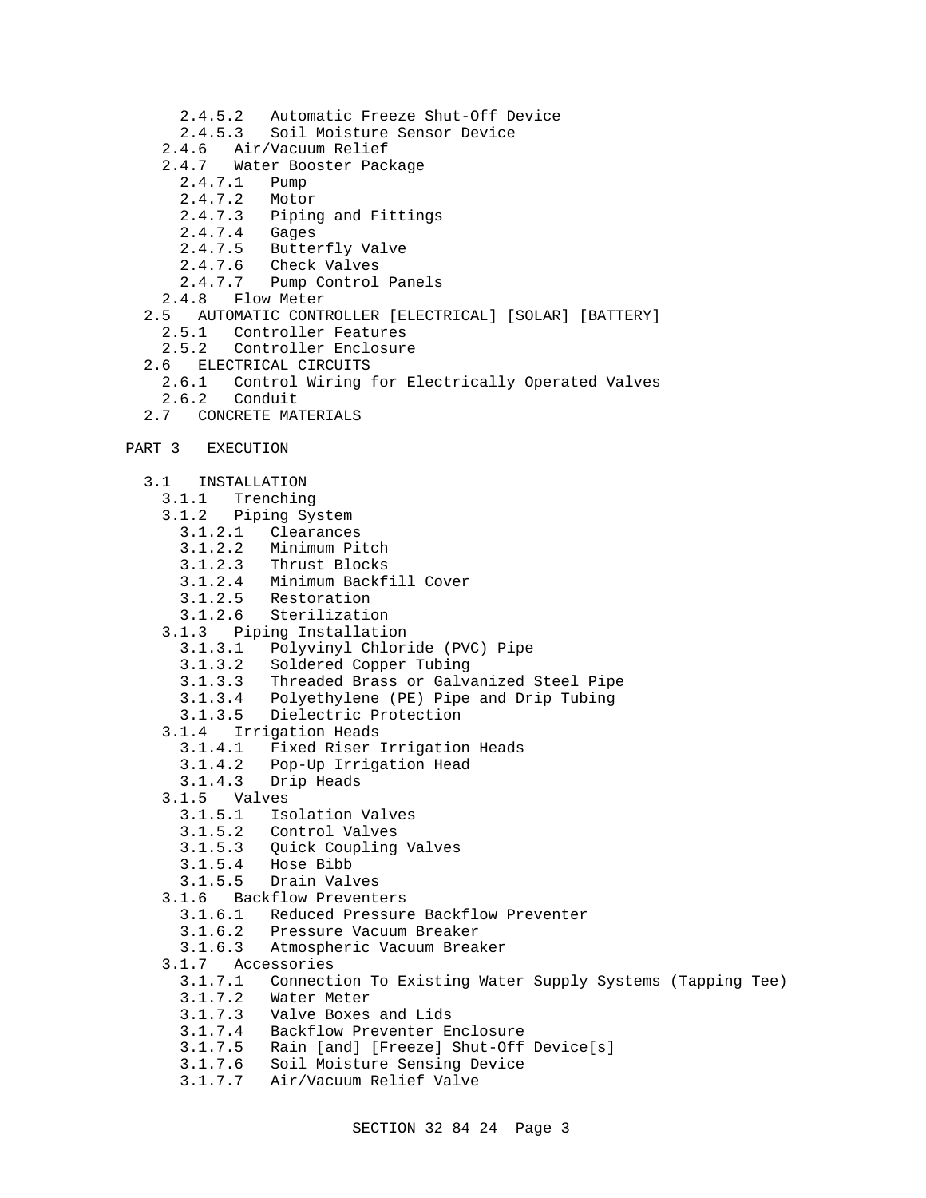2.4.5.2   Automatic Freeze Shut-Off Device
      2.4.5.3   Soil Moisture Sensor Device
    2.4.6   Air/Vacuum Relief
    2.4.7   Water Booster Package
      2.4.7.1   Pump
      2.4.7.2   Motor
      2.4.7.3   Piping and Fittings
      2.4.7.4   Gages
      2.4.7.5   Butterfly Valve
      2.4.7.6   Check Valves
      2.4.7.7   Pump Control Panels
    2.4.8   Flow Meter
  2.5   AUTOMATIC CONTROLLER [ELECTRICAL] [SOLAR] [BATTERY]
    2.5.1   Controller Features
    2.5.2   Controller Enclosure
  2.6   ELECTRICAL CIRCUITS
    2.6.1   Control Wiring for Electrically Operated Valves
    2.6.2   Conduit
  2.7   CONCRETE MATERIALS

PART 3   EXECUTION

  3.1   INSTALLATION
    3.1.1   Trenching
    3.1.2   Piping System
      3.1.2.1   Clearances
      3.1.2.2   Minimum Pitch
      3.1.2.3   Thrust Blocks
      3.1.2.4   Minimum Backfill Cover
      3.1.2.5   Restoration
      3.1.2.6   Sterilization
    3.1.3   Piping Installation
      3.1.3.1   Polyvinyl Chloride (PVC) Pipe
      3.1.3.2   Soldered Copper Tubing
      3.1.3.3   Threaded Brass or Galvanized Steel Pipe
      3.1.3.4   Polyethylene (PE) Pipe and Drip Tubing
      3.1.3.5   Dielectric Protection
    3.1.4   Irrigation Heads
      3.1.4.1   Fixed Riser Irrigation Heads
      3.1.4.2   Pop-Up Irrigation Head
      3.1.4.3   Drip Heads
    3.1.5   Valves
      3.1.5.1   Isolation Valves
      3.1.5.2   Control Valves
      3.1.5.3   Quick Coupling Valves
      3.1.5.4   Hose Bibb
      3.1.5.5   Drain Valves
    3.1.6   Backflow Preventers
      3.1.6.1   Reduced Pressure Backflow Preventer
      3.1.6.2   Pressure Vacuum Breaker
      3.1.6.3   Atmospheric Vacuum Breaker
    3.1.7   Accessories
      3.1.7.1   Connection To Existing Water Supply Systems (Tapping Tee)
      3.1.7.2   Water Meter
      3.1.7.3   Valve Boxes and Lids
      3.1.7.4   Backflow Preventer Enclosure
      3.1.7.5   Rain [and] [Freeze] Shut-Off Device[s]
      3.1.7.6   Soil Moisture Sensing Device
      3.1.7.7   Air/Vacuum Relief Valve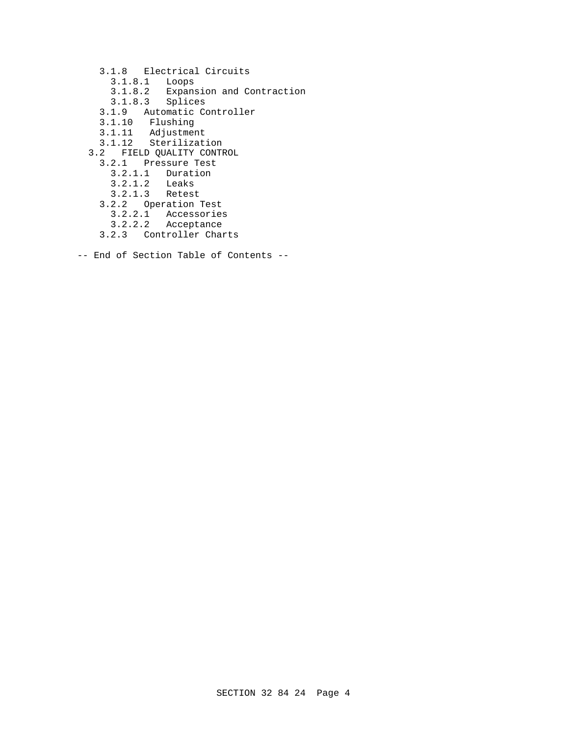- 3.1.8 Electrical Circuits
  - 3.1.8.1 Loops
  - 3.1.8.2 Expansion and Contraction
  - 3.1.8.3 Splices
- 3.1.9 Automatic Controller
- 3.1.10 Flushing
- 3.1.11 Adjustment
- 3.1.12 Sterilization
- 3.2 FIELD QUALITY CONTROL
  - 3.2.1 Pressure Test
    - 3.2.1.1 Duration
    - 3.2.1.2 Leaks
    - 3.2.1.3 Retest
  - 3.2.2 Operation Test
    - 3.2.2.1 Accessories
    - 3.2.2.2 Acceptance
  - 3.2.3 Controller Charts

-- End of Section Table of Contents --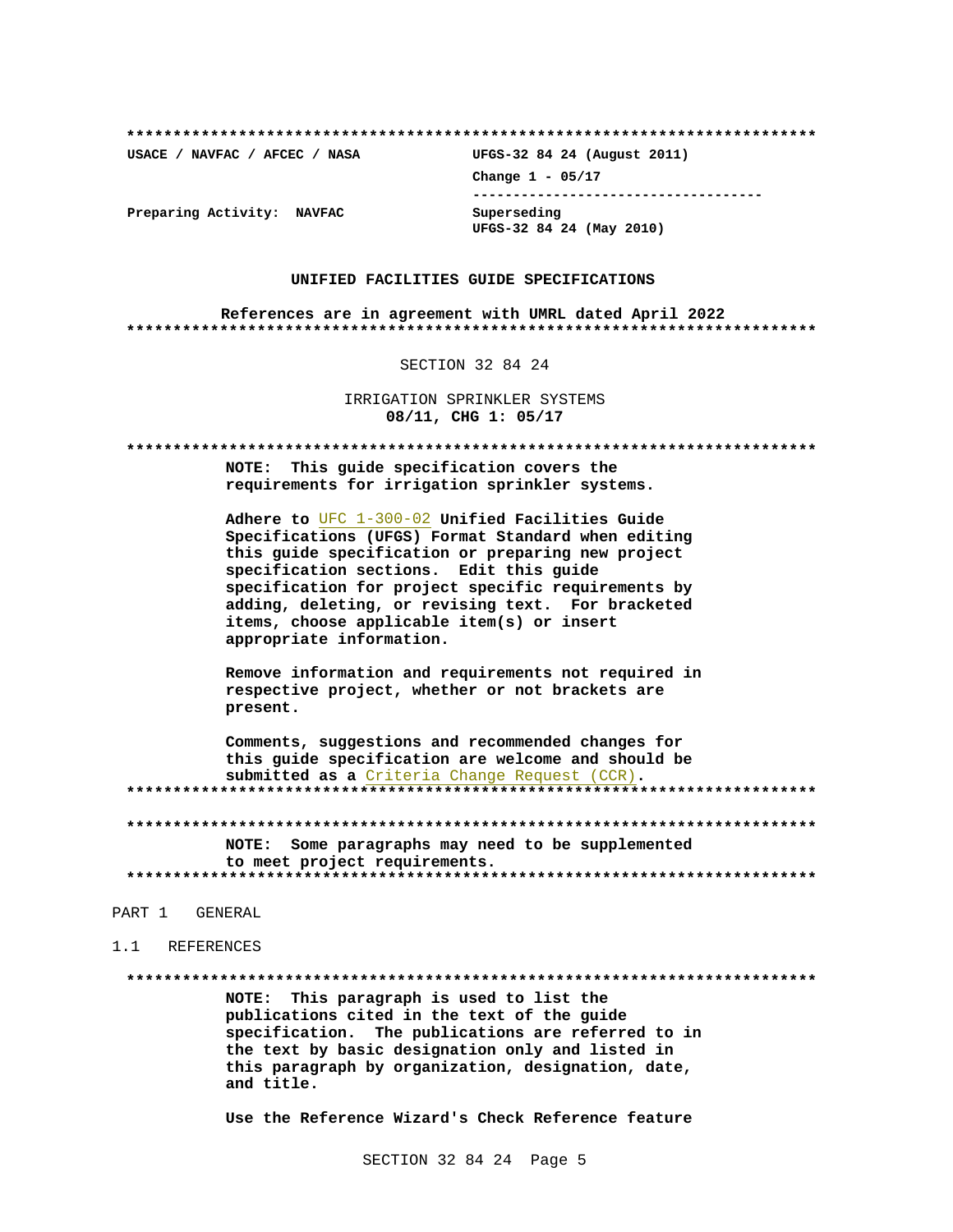**************************************************************************

| USACE / NAVFAC / AFCEC / NASA | UFGS-32 84 24 (August 2011) |
|---|---|
| | Change 1 - 05/17 |
| Preparing Activity: NAVFAC | Superseding UFGS-32 84 24 (May 2010) |

**UNIFIED FACILITIES GUIDE SPECIFICATIONS**

**References are in agreement with UMRL dated April 2022**

**************************************************************************

SECTION 32 84 24

IRRIGATION SPRINKLER SYSTEMS
**08/11, CHG 1: 05/17**

**************************************************************************

**NOTE: This guide specification covers the requirements for irrigation sprinkler systems.**

**Adhere to** UFC 1-300-02 **Unified Facilities Guide Specifications (UFGS) Format Standard when editing this guide specification or preparing new project specification sections. Edit this guide specification for project specific requirements by adding, deleting, or revising text. For bracketed items, choose applicable item(s) or insert appropriate information.**

**Remove information and requirements not required in respective project, whether or not brackets are present.**

**Comments, suggestions and recommended changes for this guide specification are welcome and should be submitted as a** Criteria Change Request (CCR)**.**

**************************************************************************

**************************************************************************

**NOTE: Some paragraphs may need to be supplemented to meet project requirements.**

**************************************************************************

PART 1 GENERAL

1.1 REFERENCES

**************************************************************************

**NOTE: This paragraph is used to list the publications cited in the text of the guide specification. The publications are referred to in the text by basic designation only and listed in this paragraph by organization, designation, date, and title.**

**Use the Reference Wizard's Check Reference feature**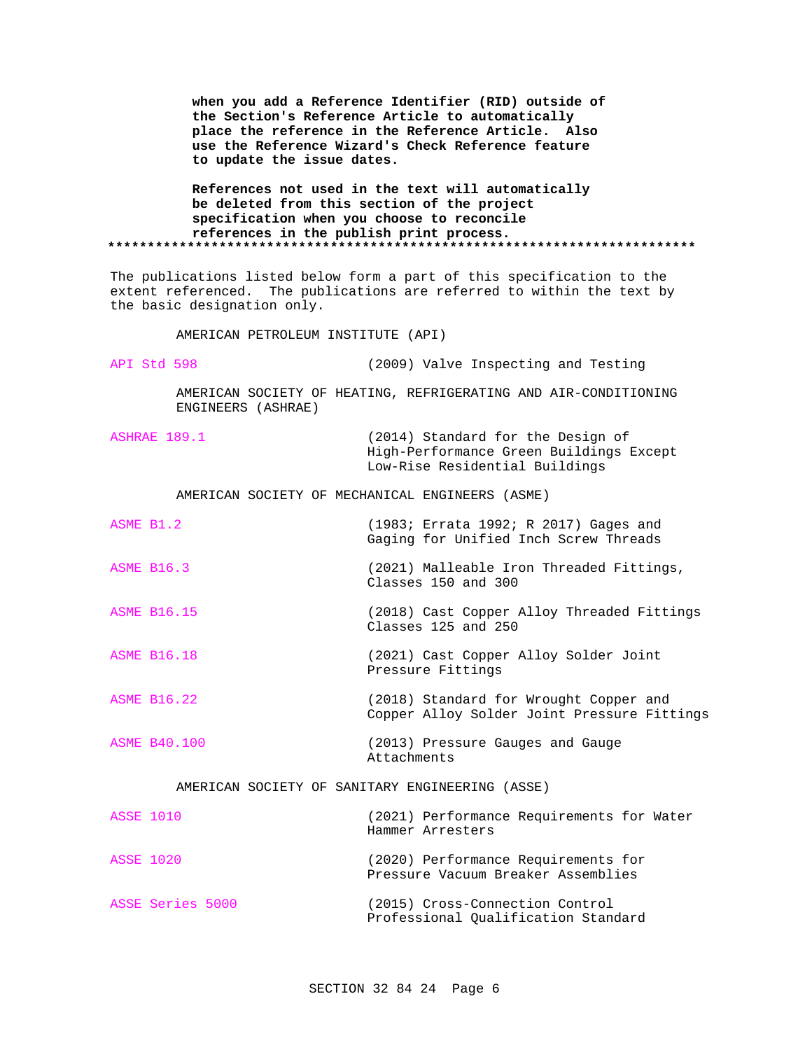**when you add a Reference Identifier (RID) outside of the Section's Reference Article to automatically place the reference in the Reference Article. Also use the Reference Wizard's Check Reference feature to update the issue dates.**

**References not used in the text will automatically be deleted from this section of the project specification when you choose to reconcile references in the publish print process.**

**************************************************************************

The publications listed below form a part of this specification to the extent referenced. The publications are referred to within the text by the basic designation only.

AMERICAN PETROLEUM INSTITUTE (API)

| | |
|---|---|
| API Std 598 | (2009) Valve Inspecting and Testing |

AMERICAN SOCIETY OF HEATING, REFRIGERATING AND AIR-CONDITIONING ENGINEERS (ASHRAE)

| | |
|---|---|
| ASHRAE 189.1 | (2014) Standard for the Design of High-Performance Green Buildings Except Low-Rise Residential Buildings |

AMERICAN SOCIETY OF MECHANICAL ENGINEERS (ASME)

| | |
|---|---|
| ASME B1.2 | (1983; Errata 1992; R 2017) Gages and Gaging for Unified Inch Screw Threads |
| ASME B16.3 | (2021) Malleable Iron Threaded Fittings, Classes 150 and 300 |
| ASME B16.15 | (2018) Cast Copper Alloy Threaded Fittings Classes 125 and 250 |
| ASME B16.18 | (2021) Cast Copper Alloy Solder Joint Pressure Fittings |
| ASME B16.22 | (2018) Standard for Wrought Copper and Copper Alloy Solder Joint Pressure Fittings |
| ASME B40.100 | (2013) Pressure Gauges and Gauge Attachments |

AMERICAN SOCIETY OF SANITARY ENGINEERING (ASSE)

| | |
|---|---|
| ASSE 1010 | (2021) Performance Requirements for Water Hammer Arresters |
| ASSE 1020 | (2020) Performance Requirements for Pressure Vacuum Breaker Assemblies |
| ASSE Series 5000 | (2015) Cross-Connection Control Professional Qualification Standard |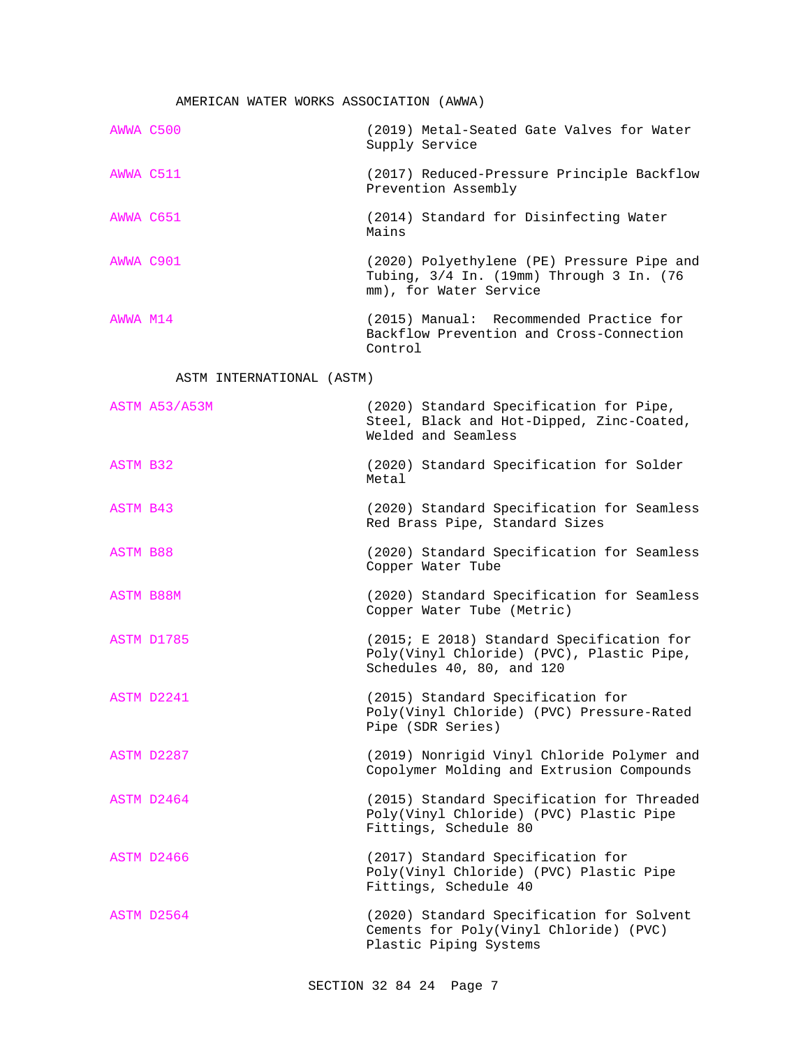AMERICAN WATER WORKS ASSOCIATION (AWWA)

AWWA C500 (2019) Metal-Seated Gate Valves for Water Supply Service

AWWA C511 (2017) Reduced-Pressure Principle Backflow Prevention Assembly

AWWA C651 (2014) Standard for Disinfecting Water Mains

AWWA C901 (2020) Polyethylene (PE) Pressure Pipe and Tubing, 3/4 In. (19mm) Through 3 In. (76 mm), for Water Service

AWWA M14 (2015) Manual: Recommended Practice for Backflow Prevention and Cross-Connection Control

ASTM INTERNATIONAL (ASTM)

ASTM A53/A53M (2020) Standard Specification for Pipe, Steel, Black and Hot-Dipped, Zinc-Coated, Welded and Seamless

ASTM B32 (2020) Standard Specification for Solder Metal

ASTM B43 (2020) Standard Specification for Seamless Red Brass Pipe, Standard Sizes

ASTM B88 (2020) Standard Specification for Seamless Copper Water Tube

ASTM B88M (2020) Standard Specification for Seamless Copper Water Tube (Metric)

ASTM D1785 (2015; E 2018) Standard Specification for Poly(Vinyl Chloride) (PVC), Plastic Pipe, Schedules 40, 80, and 120

ASTM D2241 (2015) Standard Specification for Poly(Vinyl Chloride) (PVC) Pressure-Rated Pipe (SDR Series)

ASTM D2287 (2019) Nonrigid Vinyl Chloride Polymer and Copolymer Molding and Extrusion Compounds

ASTM D2464 (2015) Standard Specification for Threaded Poly(Vinyl Chloride) (PVC) Plastic Pipe Fittings, Schedule 80

ASTM D2466 (2017) Standard Specification for Poly(Vinyl Chloride) (PVC) Plastic Pipe Fittings, Schedule 40

ASTM D2564 (2020) Standard Specification for Solvent Cements for Poly(Vinyl Chloride) (PVC) Plastic Piping Systems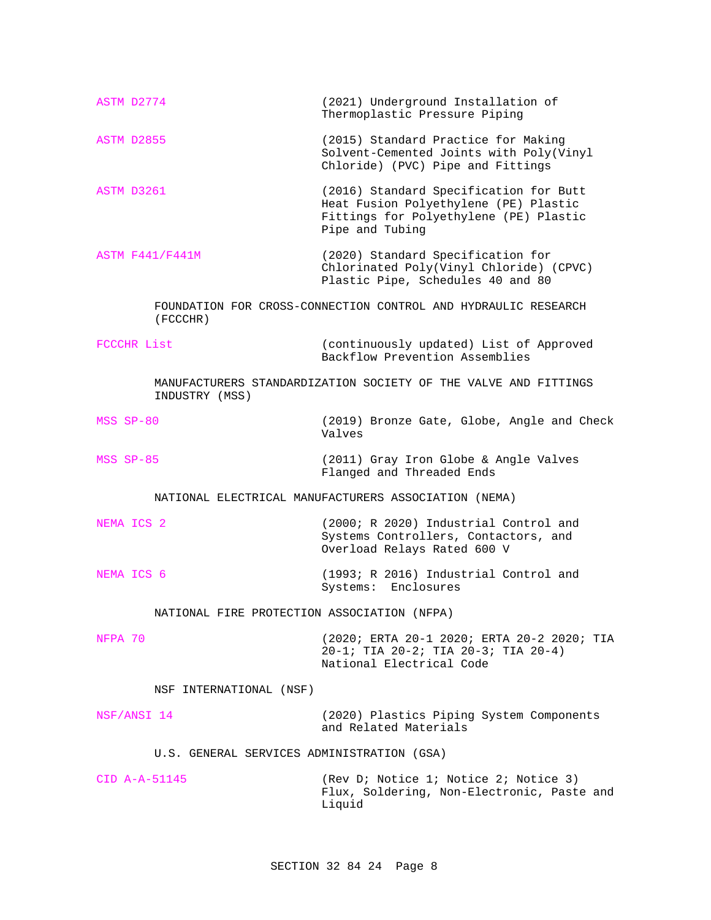ASTM D2774 (2021) Underground Installation of Thermoplastic Pressure Piping

ASTM D2855 (2015) Standard Practice for Making Solvent-Cemented Joints with Poly(Vinyl Chloride) (PVC) Pipe and Fittings

ASTM D3261 (2016) Standard Specification for Butt Heat Fusion Polyethylene (PE) Plastic Fittings for Polyethylene (PE) Plastic Pipe and Tubing

ASTM F441/F441M (2020) Standard Specification for Chlorinated Poly(Vinyl Chloride) (CPVC) Plastic Pipe, Schedules 40 and 80

FOUNDATION FOR CROSS-CONNECTION CONTROL AND HYDRAULIC RESEARCH (FCCCHR)

FCCCHR List (continuously updated) List of Approved Backflow Prevention Assemblies

MANUFACTURERS STANDARDIZATION SOCIETY OF THE VALVE AND FITTINGS INDUSTRY (MSS)

MSS SP-80 (2019) Bronze Gate, Globe, Angle and Check Valves

MSS SP-85 (2011) Gray Iron Globe & Angle Valves Flanged and Threaded Ends

NATIONAL ELECTRICAL MANUFACTURERS ASSOCIATION (NEMA)

NEMA ICS 2 (2000; R 2020) Industrial Control and Systems Controllers, Contactors, and Overload Relays Rated 600 V

NEMA ICS 6 (1993; R 2016) Industrial Control and Systems: Enclosures

NATIONAL FIRE PROTECTION ASSOCIATION (NFPA)

NFPA 70 (2020; ERTA 20-1 2020; ERTA 20-2 2020; TIA 20-1; TIA 20-2; TIA 20-3; TIA 20-4) National Electrical Code

NSF INTERNATIONAL (NSF)

NSF/ANSI 14 (2020) Plastics Piping System Components and Related Materials

U.S. GENERAL SERVICES ADMINISTRATION (GSA)

CID A-A-51145 (Rev D; Notice 1; Notice 2; Notice 3) Flux, Soldering, Non-Electronic, Paste and Liquid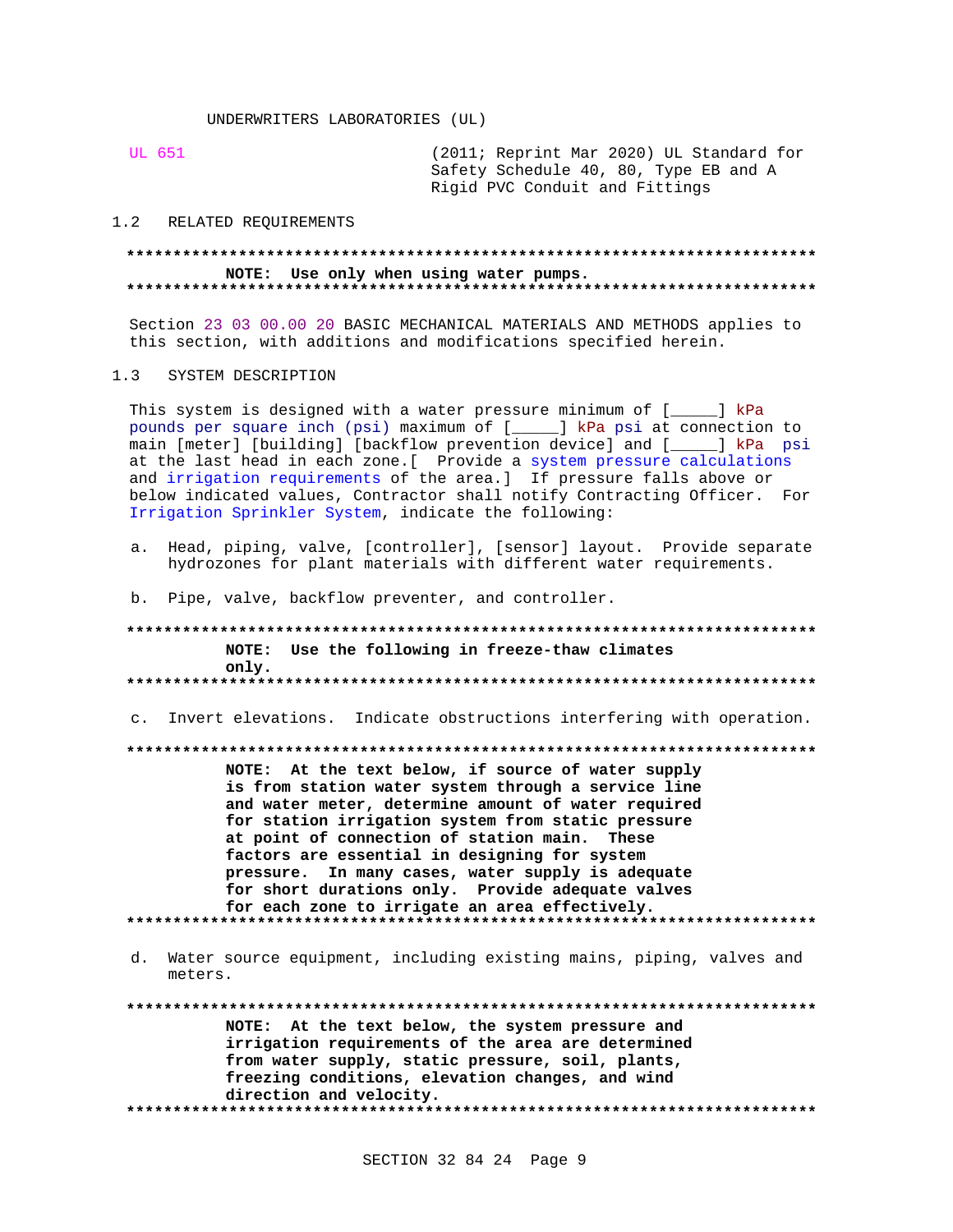UNDERWRITERS LABORATORIES (UL)

UL 651 (2011; Reprint Mar 2020) UL Standard for Safety Schedule 40, 80, Type EB and A Rigid PVC Conduit and Fittings

## 1.2 RELATED REQUIREMENTS

**************************************************************************

**NOTE: Use only when using water pumps.**

**************************************************************************

Section 23 03 00.00 20 BASIC MECHANICAL MATERIALS AND METHODS applies to this section, with additions and modifications specified herein.

## 1.3 SYSTEM DESCRIPTION

This system is designed with a water pressure minimum of [_____] kPa pounds per square inch (psi) maximum of [_____] kPa psi at connection to main [meter] [building] [backflow prevention device] and [_____] kPa psi at the last head in each zone.[ Provide a system pressure calculations and irrigation requirements of the area.] If pressure falls above or below indicated values, Contractor shall notify Contracting Officer. For Irrigation Sprinkler System, indicate the following:

a. Head, piping, valve, [controller], [sensor] layout. Provide separate hydrozones for plant materials with different water requirements.

b. Pipe, valve, backflow preventer, and controller.

**************************************************************************

**NOTE: Use the following in freeze-thaw climates only.**

**************************************************************************

c. Invert elevations. Indicate obstructions interfering with operation.

**************************************************************************

**NOTE: At the text below, if source of water supply is from station water system through a service line and water meter, determine amount of water required for station irrigation system from static pressure at point of connection of station main. These factors are essential in designing for system pressure. In many cases, water supply is adequate for short durations only. Provide adequate valves for each zone to irrigate an area effectively.**

**************************************************************************

d. Water source equipment, including existing mains, piping, valves and meters.

**************************************************************************

**NOTE: At the text below, the system pressure and irrigation requirements of the area are determined from water supply, static pressure, soil, plants, freezing conditions, elevation changes, and wind direction and velocity.**

**************************************************************************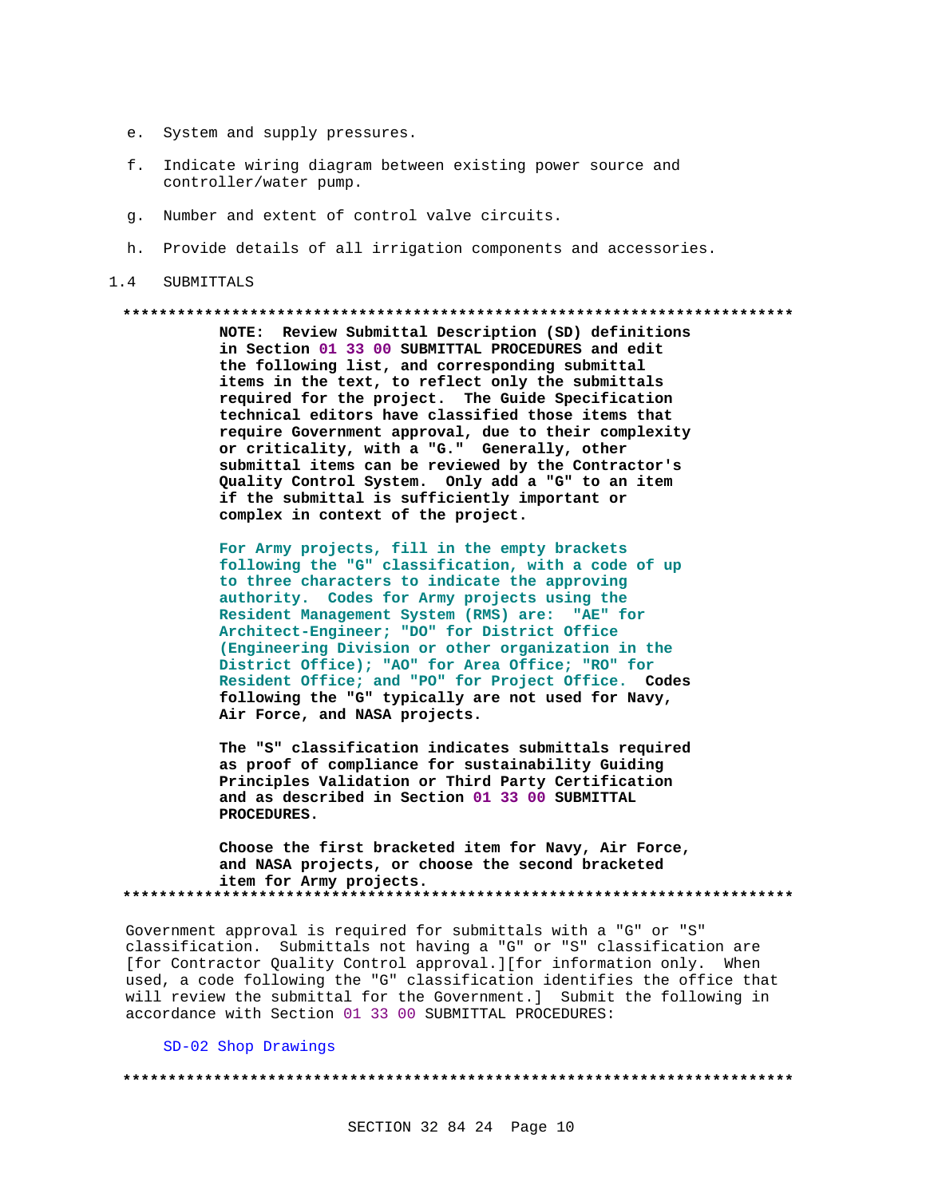e. System and supply pressures.

f. Indicate wiring diagram between existing power source and controller/water pump.

g. Number and extent of control valve circuits.

h. Provide details of all irrigation components and accessories.

## 1.4 SUBMITTALS

**************************************************************************

**NOTE: Review Submittal Description (SD) definitions in Section 01 33 00 SUBMITTAL PROCEDURES and edit the following list, and corresponding submittal items in the text, to reflect only the submittals required for the project. The Guide Specification technical editors have classified those items that require Government approval, due to their complexity or criticality, with a "G." Generally, other submittal items can be reviewed by the Contractor's Quality Control System. Only add a "G" to an item if the submittal is sufficiently important or complex in context of the project.**

**For Army projects, fill in the empty brackets following the "G" classification, with a code of up to three characters to indicate the approving authority. Codes for Army projects using the Resident Management System (RMS) are: "AE" for Architect-Engineer; "DO" for District Office (Engineering Division or other organization in the District Office); "AO" for Area Office; "RO" for Resident Office; and "PO" for Project Office. Codes following the "G" typically are not used for Navy, Air Force, and NASA projects.**

**The "S" classification indicates submittals required as proof of compliance for sustainability Guiding Principles Validation or Third Party Certification and as described in Section 01 33 00 SUBMITTAL PROCEDURES.**

**Choose the first bracketed item for Navy, Air Force, and NASA projects, or choose the second bracketed item for Army projects.**

**************************************************************************

Government approval is required for submittals with a "G" or "S" classification. Submittals not having a "G" or "S" classification are [for Contractor Quality Control approval.][for information only. When used, a code following the "G" classification identifies the office that will review the submittal for the Government.] Submit the following in accordance with Section 01 33 00 SUBMITTAL PROCEDURES:

SD-02 Shop Drawings

**************************************************************************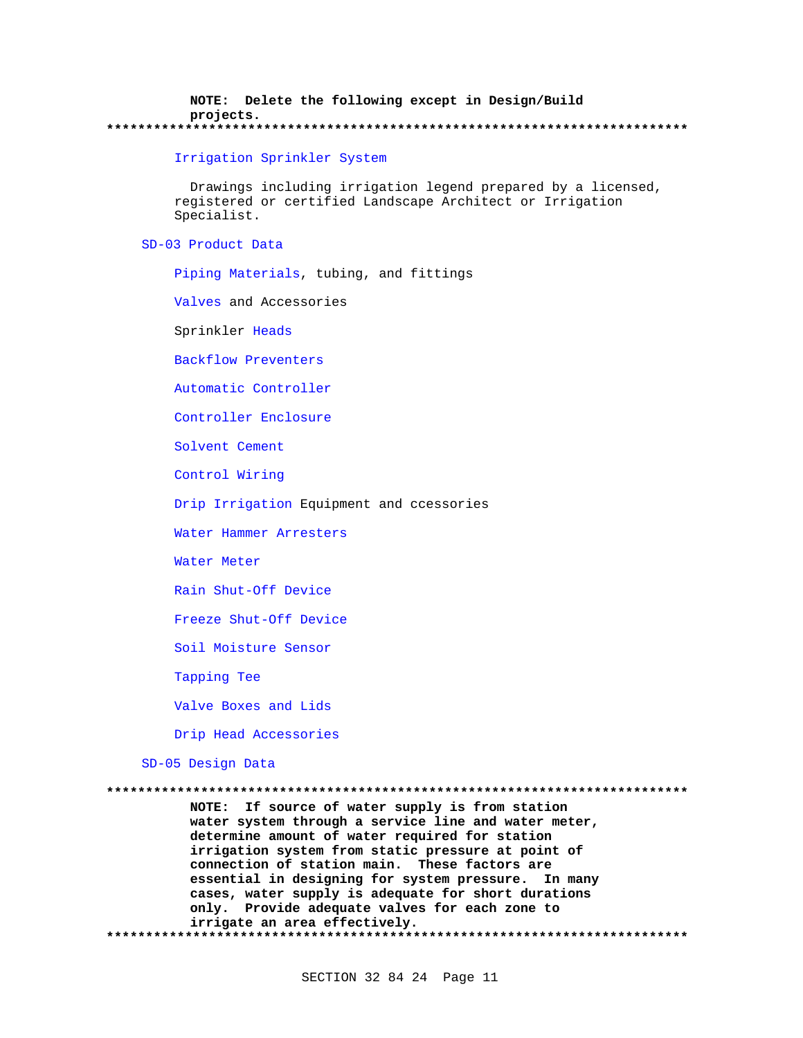**NOTE: Delete the following except in Design/Build projects.**

**************************************************************************

Irrigation Sprinkler System

Drawings including irrigation legend prepared by a licensed, registered or certified Landscape Architect or Irrigation Specialist.

SD-03 Product Data

Piping Materials, tubing, and fittings

Valves and Accessories

Sprinkler Heads

Backflow Preventers

Automatic Controller

Controller Enclosure

Solvent Cement

Control Wiring

Drip Irrigation Equipment and ccessories

Water Hammer Arresters

Water Meter

Rain Shut-Off Device

Freeze Shut-Off Device

Soil Moisture Sensor

Tapping Tee

Valve Boxes and Lids

Drip Head Accessories

SD-05 Design Data

**************************************************************************

**NOTE: If source of water supply is from station water system through a service line and water meter, determine amount of water required for station irrigation system from static pressure at point of connection of station main. These factors are essential in designing for system pressure. In many cases, water supply is adequate for short durations only. Provide adequate valves for each zone to irrigate an area effectively.**

**************************************************************************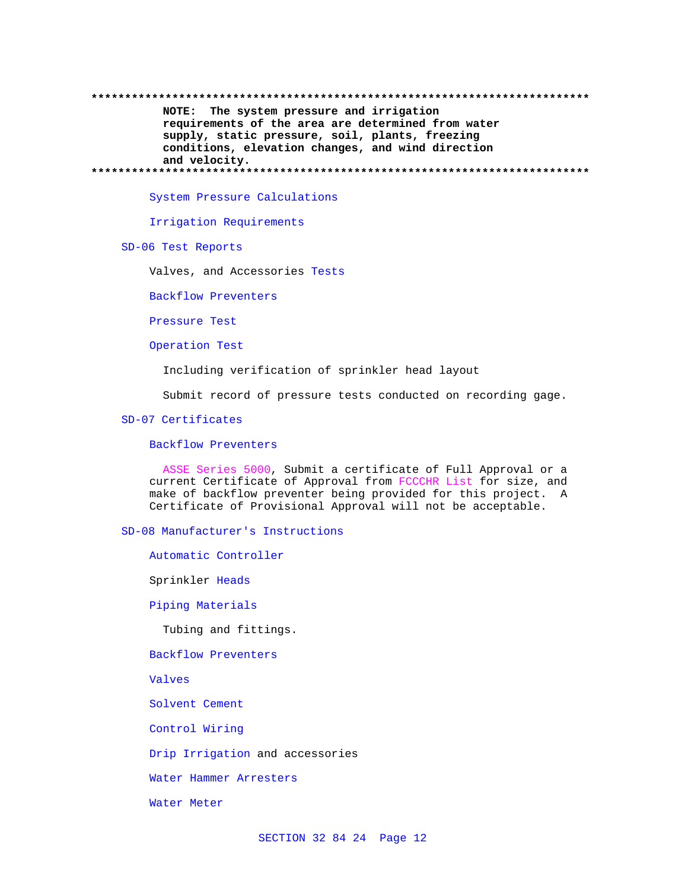**************************************************************************

**NOTE: The system pressure and irrigation requirements of the area are determined from water supply, static pressure, soil, plants, freezing conditions, elevation changes, and wind direction and velocity.**

**************************************************************************

System Pressure Calculations

Irrigation Requirements

SD-06 Test Reports

Valves, and Accessories Tests

Backflow Preventers

Pressure Test

Operation Test

Including verification of sprinkler head layout

Submit record of pressure tests conducted on recording gage.

SD-07 Certificates

Backflow Preventers

ASSE Series 5000, Submit a certificate of Full Approval or a current Certificate of Approval from FCCCHR List for size, and make of backflow preventer being provided for this project. A Certificate of Provisional Approval will not be acceptable.

SD-08 Manufacturer's Instructions

Automatic Controller

Sprinkler Heads

Piping Materials

Tubing and fittings.

Backflow Preventers

Valves

Solvent Cement

Control Wiring

Drip Irrigation and accessories

Water Hammer Arresters

Water Meter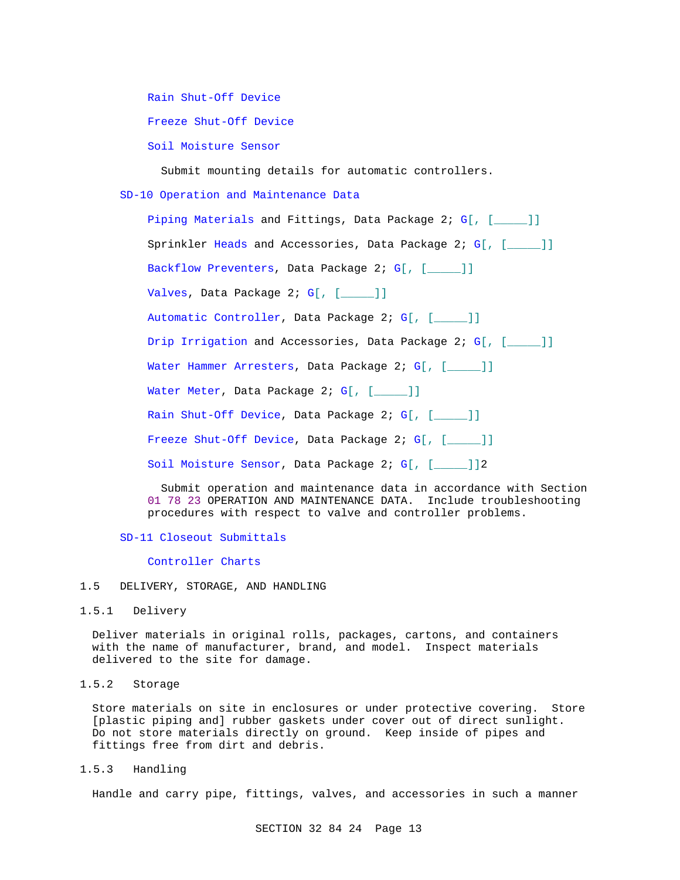Rain Shut-Off Device

Freeze Shut-Off Device

Soil Moisture Sensor

Submit mounting details for automatic controllers.

SD-10 Operation and Maintenance Data

Piping Materials and Fittings, Data Package 2; G[, [_____]]

Sprinkler Heads and Accessories, Data Package 2; G[, [_____]]

Backflow Preventers, Data Package 2; G[, [_____]]

Valves, Data Package 2; G[, [_____]]

Automatic Controller, Data Package 2; G[, [_____]]

Drip Irrigation and Accessories, Data Package 2; G[, [_____]]

Water Hammer Arresters, Data Package 2; G[, [_____]]

Water Meter, Data Package 2; G[, [_____]]

Rain Shut-Off Device, Data Package 2; G[, [_____]]

Freeze Shut-Off Device, Data Package 2; G[, [_____]]

Soil Moisture Sensor, Data Package 2; G[, [_____]]2

Submit operation and maintenance data in accordance with Section 01 78 23 OPERATION AND MAINTENANCE DATA. Include troubleshooting procedures with respect to valve and controller problems.

SD-11 Closeout Submittals

Controller Charts

## 1.5 DELIVERY, STORAGE, AND HANDLING

### 1.5.1 Delivery

Deliver materials in original rolls, packages, cartons, and containers with the name of manufacturer, brand, and model. Inspect materials delivered to the site for damage.

### 1.5.2 Storage

Store materials on site in enclosures or under protective covering. Store [plastic piping and] rubber gaskets under cover out of direct sunlight. Do not store materials directly on ground. Keep inside of pipes and fittings free from dirt and debris.

### 1.5.3 Handling

Handle and carry pipe, fittings, valves, and accessories in such a manner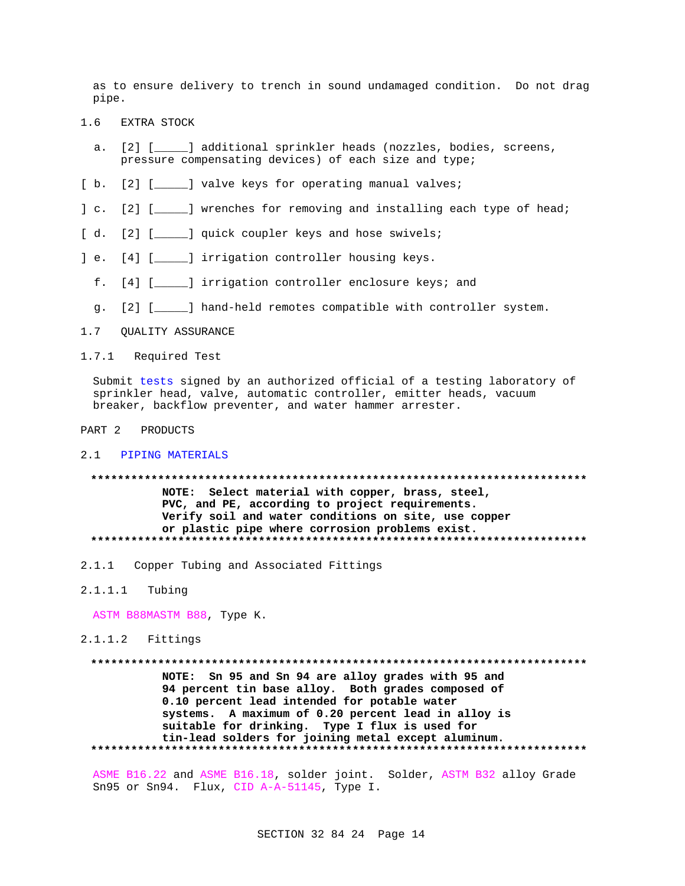as to ensure delivery to trench in sound undamaged condition. Do not drag pipe.

## 1.6 EXTRA STOCK

a. [2] [_____] additional sprinkler heads (nozzles, bodies, screens, pressure compensating devices) of each size and type;

[ b. [2] [_____] valve keys for operating manual valves;

] c. [2] [_____] wrenches for removing and installing each type of head;

[ d. [2] [_____] quick coupler keys and hose swivels;

] e. [4] [_____] irrigation controller housing keys.

f. [4] [_____] irrigation controller enclosure keys; and

g. [2] [_____] hand-held remotes compatible with controller system.

## 1.7 QUALITY ASSURANCE

### 1.7.1 Required Test

Submit tests signed by an authorized official of a testing laboratory of sprinkler head, valve, automatic controller, emitter heads, vacuum breaker, backflow preventer, and water hammer arrester.

# PART 2 PRODUCTS

## 2.1 PIPING MATERIALS

**************************************************************************

**NOTE: Select material with copper, brass, steel, PVC, and PE, according to project requirements. Verify soil and water conditions on site, use copper or plastic pipe where corrosion problems exist.**

**************************************************************************

### 2.1.1 Copper Tubing and Associated Fittings

#### 2.1.1.1 Tubing

ASTM B88MASTM B88, Type K.

#### 2.1.1.2 Fittings

**************************************************************************

**NOTE: Sn 95 and Sn 94 are alloy grades with 95 and 94 percent tin base alloy. Both grades composed of 0.10 percent lead intended for potable water systems. A maximum of 0.20 percent lead in alloy is suitable for drinking. Type I flux is used for tin-lead solders for joining metal except aluminum.**

**************************************************************************

ASME B16.22 and ASME B16.18, solder joint. Solder, ASTM B32 alloy Grade Sn95 or Sn94. Flux, CID A-A-51145, Type I.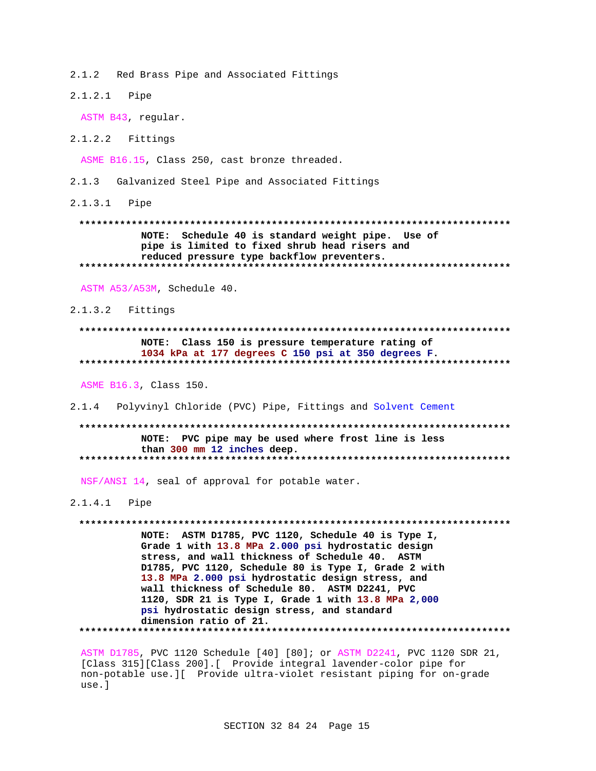2.1.2 Red Brass Pipe and Associated Fittings

2.1.2.1 Pipe

ASTM B43, regular.

2.1.2.2 Fittings

ASME B16.15, Class 250, cast bronze threaded.

2.1.3 Galvanized Steel Pipe and Associated Fittings

2.1.3.1 Pipe

**************************************************************************
**NOTE: Schedule 40 is standard weight pipe. Use of pipe is limited to fixed shrub head risers and reduced pressure type backflow preventers.**
**************************************************************************

ASTM A53/A53M, Schedule 40.

2.1.3.2 Fittings

**************************************************************************
**NOTE: Class 150 is pressure temperature rating of 1034 kPa at 177 degrees C 150 psi at 350 degrees F.**
**************************************************************************

ASME B16.3, Class 150.

2.1.4 Polyvinyl Chloride (PVC) Pipe, Fittings and Solvent Cement

**************************************************************************
**NOTE: PVC pipe may be used where frost line is less than 300 mm 12 inches deep.**
**************************************************************************

NSF/ANSI 14, seal of approval for potable water.

2.1.4.1 Pipe

**************************************************************************
**NOTE: ASTM D1785, PVC 1120, Schedule 40 is Type I, Grade 1 with 13.8 MPa 2.000 psi hydrostatic design stress, and wall thickness of Schedule 40. ASTM D1785, PVC 1120, Schedule 80 is Type I, Grade 2 with 13.8 MPa 2.000 psi hydrostatic design stress, and wall thickness of Schedule 80. ASTM D2241, PVC 1120, SDR 21 is Type I, Grade 1 with 13.8 MPa 2,000 psi hydrostatic design stress, and standard dimension ratio of 21.**
**************************************************************************

ASTM D1785, PVC 1120 Schedule [40] [80]; or ASTM D2241, PVC 1120 SDR 21, [Class 315][Class 200].[ Provide integral lavender-color pipe for non-potable use.][ Provide ultra-violet resistant piping for on-grade use.]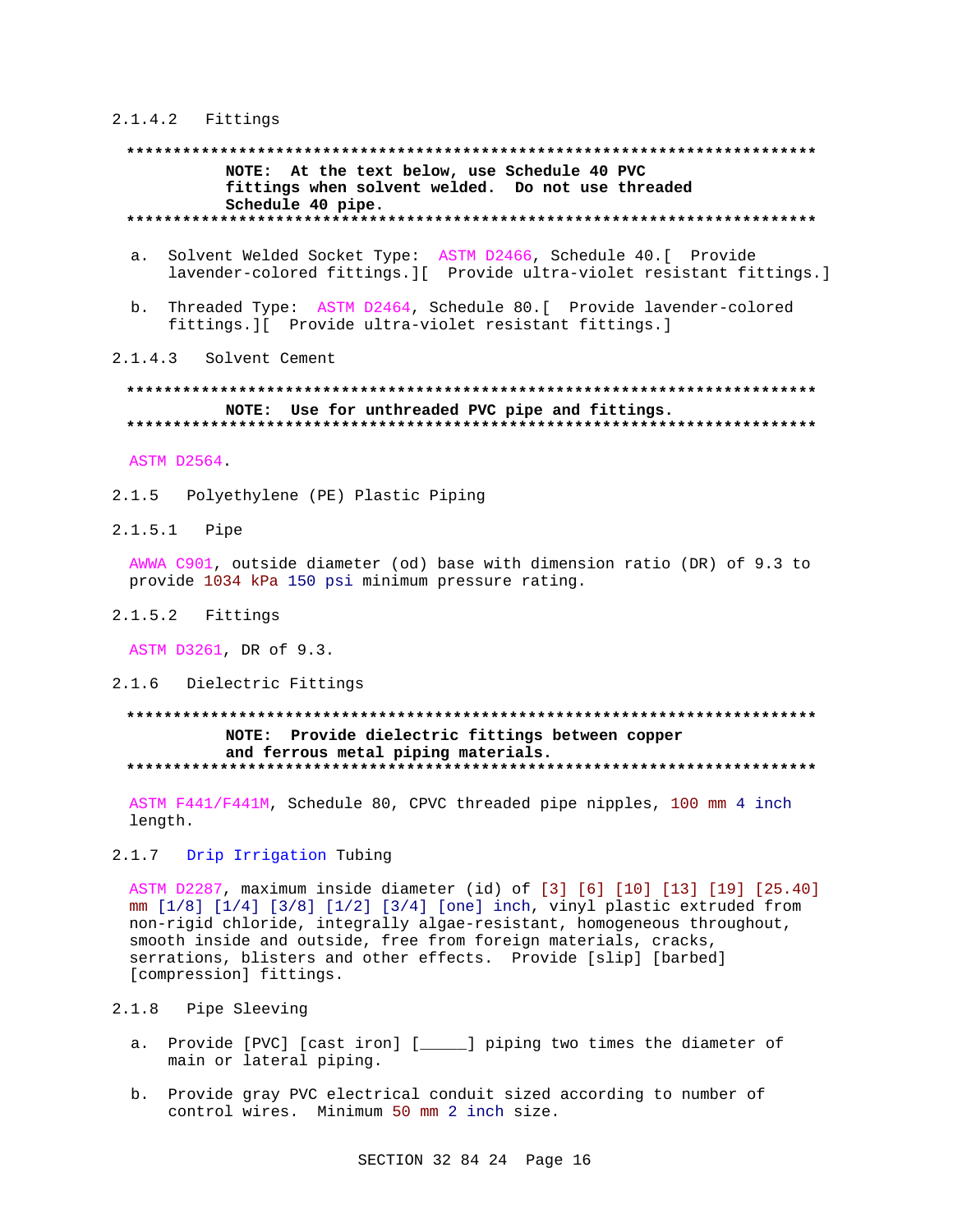#### 2.1.4.2 Fittings

**************************************************************************
**NOTE: At the text below, use Schedule 40 PVC fittings when solvent welded. Do not use threaded Schedule 40 pipe.**
**************************************************************************

a. Solvent Welded Socket Type: ASTM D2466, Schedule 40.[ Provide lavender-colored fittings.][ Provide ultra-violet resistant fittings.]

b. Threaded Type: ASTM D2464, Schedule 80.[ Provide lavender-colored fittings.][ Provide ultra-violet resistant fittings.]

#### 2.1.4.3 Solvent Cement

**************************************************************************
**NOTE: Use for unthreaded PVC pipe and fittings.**
**************************************************************************

ASTM D2564.

### 2.1.5 Polyethylene (PE) Plastic Piping

#### 2.1.5.1 Pipe

AWWA C901, outside diameter (od) base with dimension ratio (DR) of 9.3 to provide 1034 kPa 150 psi minimum pressure rating.

#### 2.1.5.2 Fittings

ASTM D3261, DR of 9.3.

### 2.1.6 Dielectric Fittings

**************************************************************************
**NOTE: Provide dielectric fittings between copper and ferrous metal piping materials.**
**************************************************************************

ASTM F441/F441M, Schedule 80, CPVC threaded pipe nipples, 100 mm 4 inch length.

### 2.1.7 Drip Irrigation Tubing

ASTM D2287, maximum inside diameter (id) of [3] [6] [10] [13] [19] [25.40] mm [1/8] [1/4] [3/8] [1/2] [3/4] [one] inch, vinyl plastic extruded from non-rigid chloride, integrally algae-resistant, homogeneous throughout, smooth inside and outside, free from foreign materials, cracks, serrations, blisters and other effects. Provide [slip] [barbed] [compression] fittings.

### 2.1.8 Pipe Sleeving

a. Provide [PVC] [cast iron] [_____] piping two times the diameter of main or lateral piping.

b. Provide gray PVC electrical conduit sized according to number of control wires. Minimum 50 mm 2 inch size.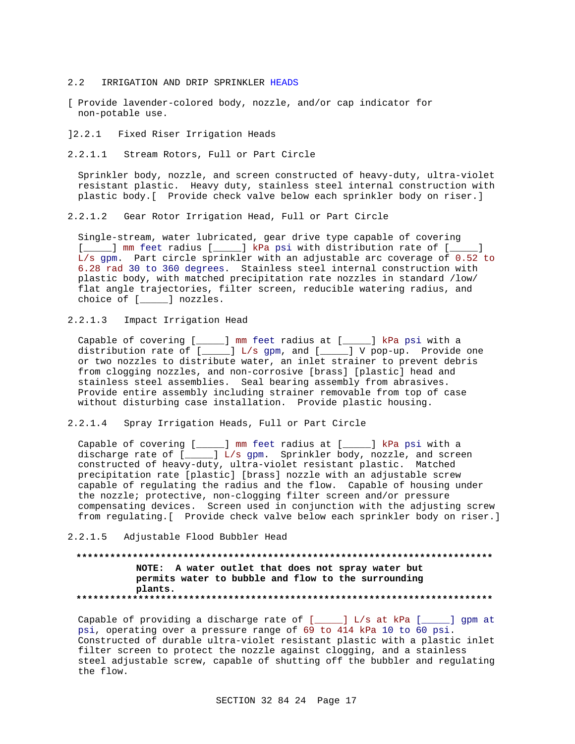## 2.2 IRRIGATION AND DRIP SPRINKLER HEADS

[ Provide lavender-colored body, nozzle, and/or cap indicator for non-potable use.

]

### 2.2.1 Fixed Riser Irrigation Heads

#### 2.2.1.1 Stream Rotors, Full or Part Circle

Sprinkler body, nozzle, and screen constructed of heavy-duty, ultra-violet resistant plastic. Heavy duty, stainless steel internal construction with plastic body.[ Provide check valve below each sprinkler body on riser.]

#### 2.2.1.2 Gear Rotor Irrigation Head, Full or Part Circle

Single-stream, water lubricated, gear drive type capable of covering [_____] mm feet radius [_____] kPa psi with distribution rate of [_____] L/s gpm. Part circle sprinkler with an adjustable arc coverage of 0.52 to 6.28 rad 30 to 360 degrees. Stainless steel internal construction with plastic body, with matched precipitation rate nozzles in standard /low/ flat angle trajectories, filter screen, reducible watering radius, and choice of [_____] nozzles.

#### 2.2.1.3 Impact Irrigation Head

Capable of covering [_____] mm feet radius at [_____] kPa psi with a distribution rate of [_____] L/s gpm, and [_____] V pop-up. Provide one or two nozzles to distribute water, an inlet strainer to prevent debris from clogging nozzles, and non-corrosive [brass] [plastic] head and stainless steel assemblies. Seal bearing assembly from abrasives. Provide entire assembly including strainer removable from top of case without disturbing case installation. Provide plastic housing.

#### 2.2.1.4 Spray Irrigation Heads, Full or Part Circle

Capable of covering [_____] mm feet radius at [_____] kPa psi with a discharge rate of [_____] L/s gpm. Sprinkler body, nozzle, and screen constructed of heavy-duty, ultra-violet resistant plastic. Matched precipitation rate [plastic] [brass] nozzle with an adjustable screw capable of regulating the radius and the flow. Capable of housing under the nozzle; protective, non-clogging filter screen and/or pressure compensating devices. Screen used in conjunction with the adjusting screw from regulating.[ Provide check valve below each sprinkler body on riser.]

#### 2.2.1.5 Adjustable Flood Bubbler Head

**************************************************************************

**NOTE: A water outlet that does not spray water but permits water to bubble and flow to the surrounding plants.**

**************************************************************************

Capable of providing a discharge rate of [_____] L/s at kPa [_____] gpm at psi, operating over a pressure range of 69 to 414 kPa 10 to 60 psi. Constructed of durable ultra-violet resistant plastic with a plastic inlet filter screen to protect the nozzle against clogging, and a stainless steel adjustable screw, capable of shutting off the bubbler and regulating the flow.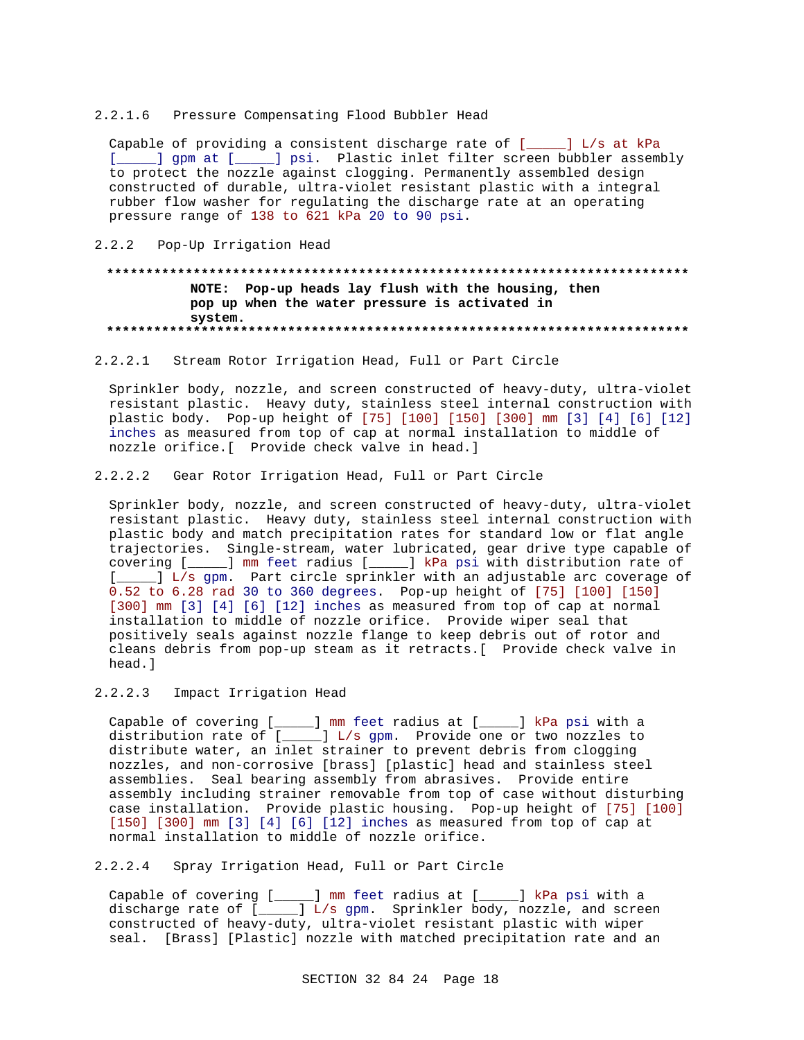#### 2.2.1.6 Pressure Compensating Flood Bubbler Head

Capable of providing a consistent discharge rate of [_____] L/s at kPa [_____] gpm at [_____] psi. Plastic inlet filter screen bubbler assembly to protect the nozzle against clogging. Permanently assembled design constructed of durable, ultra-violet resistant plastic with a integral rubber flow washer for regulating the discharge rate at an operating pressure range of 138 to 621 kPa 20 to 90 psi.

### 2.2.2 Pop-Up Irrigation Head

**************************************************************************

**NOTE: Pop-up heads lay flush with the housing, then pop up when the water pressure is activated in system.**

**************************************************************************

#### 2.2.2.1 Stream Rotor Irrigation Head, Full or Part Circle

Sprinkler body, nozzle, and screen constructed of heavy-duty, ultra-violet resistant plastic. Heavy duty, stainless steel internal construction with plastic body. Pop-up height of [75] [100] [150] [300] mm [3] [4] [6] [12] inches as measured from top of cap at normal installation to middle of nozzle orifice.[ Provide check valve in head.]

#### 2.2.2.2 Gear Rotor Irrigation Head, Full or Part Circle

Sprinkler body, nozzle, and screen constructed of heavy-duty, ultra-violet resistant plastic. Heavy duty, stainless steel internal construction with plastic body and match precipitation rates for standard low or flat angle trajectories. Single-stream, water lubricated, gear drive type capable of covering [_____] mm feet radius [_____] kPa psi with distribution rate of [_____] L/s gpm. Part circle sprinkler with an adjustable arc coverage of 0.52 to 6.28 rad 30 to 360 degrees. Pop-up height of [75] [100] [150] [300] mm [3] [4] [6] [12] inches as measured from top of cap at normal installation to middle of nozzle orifice. Provide wiper seal that positively seals against nozzle flange to keep debris out of rotor and cleans debris from pop-up steam as it retracts.[ Provide check valve in head.]

#### 2.2.2.3 Impact Irrigation Head

Capable of covering [_____] mm feet radius at [_____] kPa psi with a distribution rate of [_____] L/s gpm. Provide one or two nozzles to distribute water, an inlet strainer to prevent debris from clogging nozzles, and non-corrosive [brass] [plastic] head and stainless steel assemblies. Seal bearing assembly from abrasives. Provide entire assembly including strainer removable from top of case without disturbing case installation. Provide plastic housing. Pop-up height of [75] [100] [150] [300] mm [3] [4] [6] [12] inches as measured from top of cap at normal installation to middle of nozzle orifice.

#### 2.2.2.4 Spray Irrigation Head, Full or Part Circle

Capable of covering [_____] mm feet radius at [_____] kPa psi with a discharge rate of [_____] L/s gpm. Sprinkler body, nozzle, and screen constructed of heavy-duty, ultra-violet resistant plastic with wiper seal. [Brass] [Plastic] nozzle with matched precipitation rate and an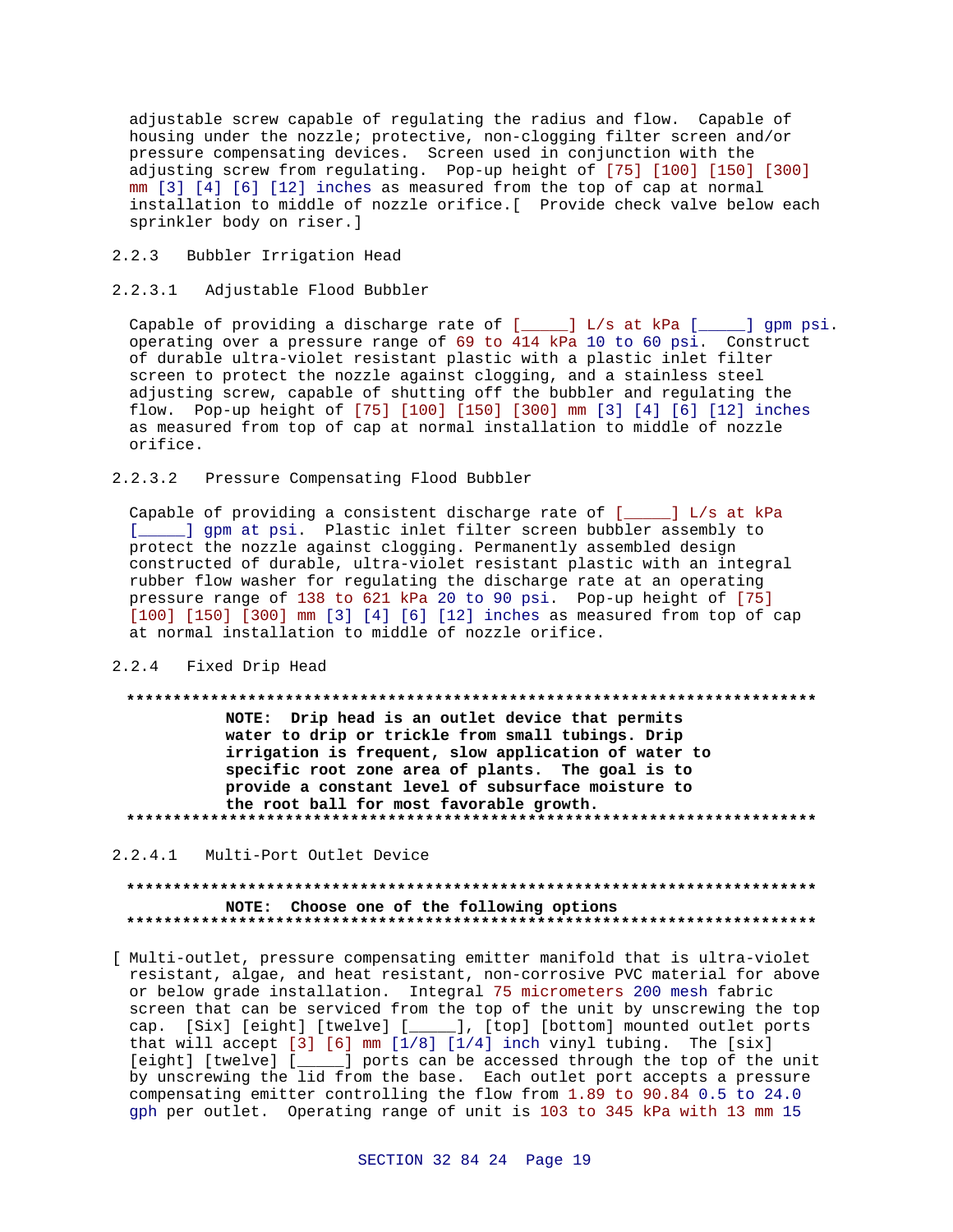adjustable screw capable of regulating the radius and flow. Capable of housing under the nozzle; protective, non-clogging filter screen and/or pressure compensating devices. Screen used in conjunction with the adjusting screw from regulating. Pop-up height of [75] [100] [150] [300] mm [3] [4] [6] [12] inches as measured from the top of cap at normal installation to middle of nozzle orifice.[ Provide check valve below each sprinkler body on riser.]

### 2.2.3 Bubbler Irrigation Head

#### 2.2.3.1 Adjustable Flood Bubbler

Capable of providing a discharge rate of [_____] L/s at kPa [_____] gpm psi. operating over a pressure range of 69 to 414 kPa 10 to 60 psi. Construct of durable ultra-violet resistant plastic with a plastic inlet filter screen to protect the nozzle against clogging, and a stainless steel adjusting screw, capable of shutting off the bubbler and regulating the flow. Pop-up height of [75] [100] [150] [300] mm [3] [4] [6] [12] inches as measured from top of cap at normal installation to middle of nozzle orifice.

#### 2.2.3.2 Pressure Compensating Flood Bubbler

Capable of providing a consistent discharge rate of [_____] L/s at kPa [_____] gpm at psi. Plastic inlet filter screen bubbler assembly to protect the nozzle against clogging. Permanently assembled design constructed of durable, ultra-violet resistant plastic with an integral rubber flow washer for regulating the discharge rate at an operating pressure range of 138 to 621 kPa 20 to 90 psi. Pop-up height of [75] [100] [150] [300] mm [3] [4] [6] [12] inches as measured from top of cap at normal installation to middle of nozzle orifice.

### 2.2.4 Fixed Drip Head

**************************************************************************

**NOTE: Drip head is an outlet device that permits water to drip or trickle from small tubings. Drip irrigation is frequent, slow application of water to specific root zone area of plants. The goal is to provide a constant level of subsurface moisture to the root ball for most favorable growth.**

**************************************************************************

#### 2.2.4.1 Multi-Port Outlet Device

**************************************************************************

**NOTE: Choose one of the following options**

**************************************************************************

[ Multi-outlet, pressure compensating emitter manifold that is ultra-violet resistant, algae, and heat resistant, non-corrosive PVC material for above or below grade installation. Integral 75 micrometers 200 mesh fabric screen that can be serviced from the top of the unit by unscrewing the top cap. [Six] [eight] [twelve] [_____], [top] [bottom] mounted outlet ports that will accept [3] [6] mm [1/8] [1/4] inch vinyl tubing. The [six] [eight] [twelve] [_____] ports can be accessed through the top of the unit by unscrewing the lid from the base. Each outlet port accepts a pressure compensating emitter controlling the flow from 1.89 to 90.84 0.5 to 24.0 gph per outlet. Operating range of unit is 103 to 345 kPa with 13 mm 15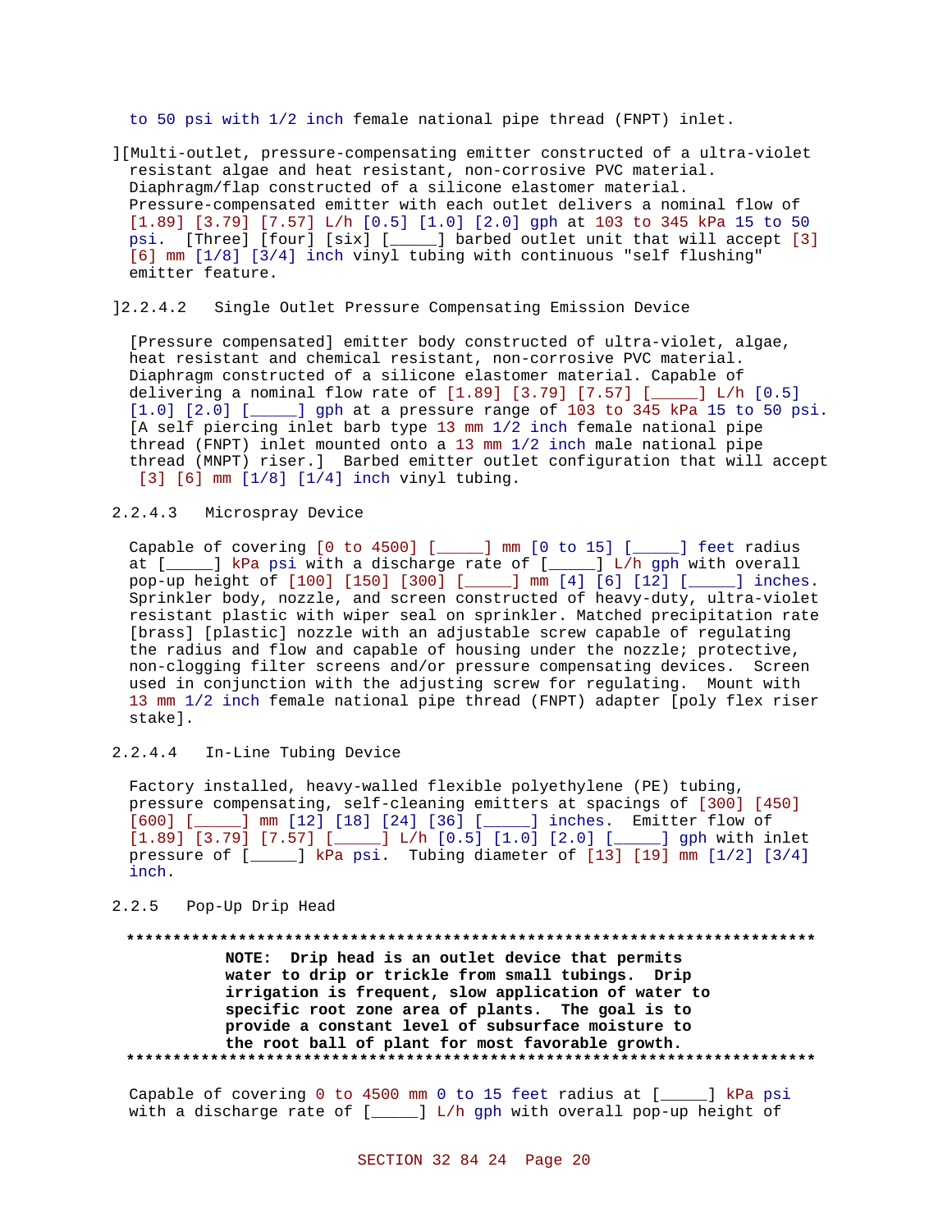to 50 psi with 1/2 inch female national pipe thread (FNPT) inlet.

][Multi-outlet, pressure-compensating emitter constructed of a ultra-violet resistant algae and heat resistant, non-corrosive PVC material. Diaphragm/flap constructed of a silicone elastomer material. Pressure-compensated emitter with each outlet delivers a nominal flow of [1.89] [3.79] [7.57] L/h [0.5] [1.0] [2.0] gph at 103 to 345 kPa 15 to 50 psi. [Three] [four] [six] [_____] barbed outlet unit that will accept [3] [6] mm [1/8] [3/4] inch vinyl tubing with continuous "self flushing" emitter feature.

]2.2.4.2 Single Outlet Pressure Compensating Emission Device

[Pressure compensated] emitter body constructed of ultra-violet, algae, heat resistant and chemical resistant, non-corrosive PVC material. Diaphragm constructed of a silicone elastomer material. Capable of delivering a nominal flow rate of [1.89] [3.79] [7.57] [_____] L/h [0.5] [1.0] [2.0] [_____] gph at a pressure range of 103 to 345 kPa 15 to 50 psi. [A self piercing inlet barb type 13 mm 1/2 inch female national pipe thread (FNPT) inlet mounted onto a 13 mm 1/2 inch male national pipe thread (MNPT) riser.] Barbed emitter outlet configuration that will accept [3] [6] mm [1/8] [1/4] inch vinyl tubing.

2.2.4.3 Microspray Device

Capable of covering [0 to 4500] [_____] mm [0 to 15] [_____] feet radius at [_____] kPa psi with a discharge rate of [_____] L/h gph with overall pop-up height of [100] [150] [300] [_____] mm [4] [6] [12] [_____] inches. Sprinkler body, nozzle, and screen constructed of heavy-duty, ultra-violet resistant plastic with wiper seal on sprinkler. Matched precipitation rate [brass] [plastic] nozzle with an adjustable screw capable of regulating the radius and flow and capable of housing under the nozzle; protective, non-clogging filter screens and/or pressure compensating devices. Screen used in conjunction with the adjusting screw for regulating. Mount with 13 mm 1/2 inch female national pipe thread (FNPT) adapter [poly flex riser stake].

2.2.4.4 In-Line Tubing Device

Factory installed, heavy-walled flexible polyethylene (PE) tubing, pressure compensating, self-cleaning emitters at spacings of [300] [450] [600] [_____] mm [12] [18] [24] [36] [_____] inches. Emitter flow of [1.89] [3.79] [7.57] [_____] L/h [0.5] [1.0] [2.0] [_____] gph with inlet pressure of [_____] kPa psi. Tubing diameter of [13] [19] mm [1/2] [3/4] inch.

2.2.5 Pop-Up Drip Head

**************************************************************************

**NOTE: Drip head is an outlet device that permits water to drip or trickle from small tubings. Drip irrigation is frequent, slow application of water to specific root zone area of plants. The goal is to provide a constant level of subsurface moisture to the root ball of plant for most favorable growth.**

**************************************************************************

Capable of covering 0 to 4500 mm 0 to 15 feet radius at [_____] kPa psi with a discharge rate of [_____] L/h gph with overall pop-up height of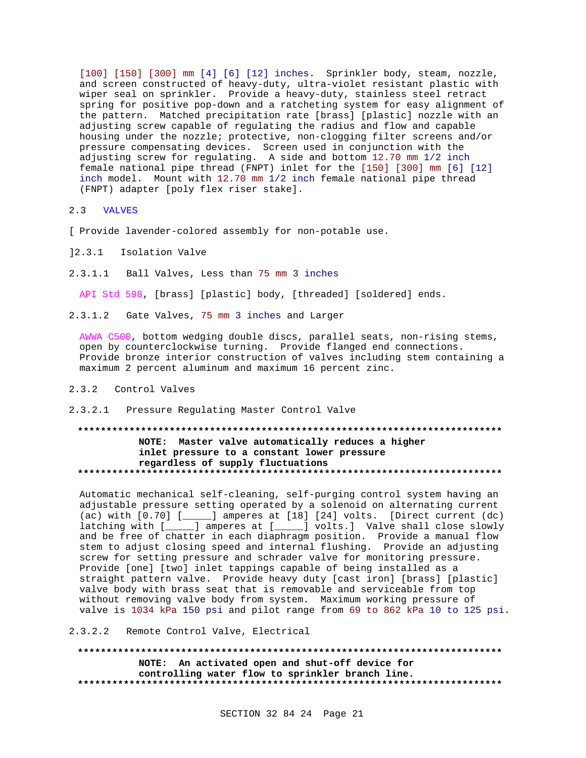[100] [150] [300] mm [4] [6] [12] inches. Sprinkler body, steam, nozzle, and screen constructed of heavy-duty, ultra-violet resistant plastic with wiper seal on sprinkler. Provide a heavy-duty, stainless steel retract spring for positive pop-down and a ratcheting system for easy alignment of the pattern. Matched precipitation rate [brass] [plastic] nozzle with an adjusting screw capable of regulating the radius and flow and capable housing under the nozzle; protective, non-clogging filter screens and/or pressure compensating devices. Screen used in conjunction with the adjusting screw for regulating. A side and bottom 12.70 mm 1/2 inch female national pipe thread (FNPT) inlet for the [150] [300] mm [6] [12] inch model. Mount with 12.70 mm 1/2 inch female national pipe thread (FNPT) adapter [poly flex riser stake].

## 2.3 VALVES

[ Provide lavender-colored assembly for non-potable use.

]2.3.1 Isolation Valve

#### 2.3.1.1 Ball Valves, Less than 75 mm 3 inches

API Std 598, [brass] [plastic] body, [threaded] [soldered] ends.

#### 2.3.1.2 Gate Valves, 75 mm 3 inches and Larger

AWWA C500, bottom wedging double discs, parallel seats, non-rising stems, open by counterclockwise turning. Provide flanged end connections. Provide bronze interior construction of valves including stem containing a maximum 2 percent aluminum and maximum 16 percent zinc.

### 2.3.2 Control Valves

#### 2.3.2.1 Pressure Regulating Master Control Valve

**************************************************************************

**NOTE: Master valve automatically reduces a higher inlet pressure to a constant lower pressure regardless of supply fluctuations**

**************************************************************************

Automatic mechanical self-cleaning, self-purging control system having an adjustable pressure setting operated by a solenoid on alternating current (ac) with [0.70] [_____] amperes at [18] [24] volts. [Direct current (dc) latching with [_____] amperes at [_____] volts.] Valve shall close slowly and be free of chatter in each diaphragm position. Provide a manual flow stem to adjust closing speed and internal flushing. Provide an adjusting screw for setting pressure and schrader valve for monitoring pressure. Provide [one] [two] inlet tappings capable of being installed as a straight pattern valve. Provide heavy duty [cast iron] [brass] [plastic] valve body with brass seat that is removable and serviceable from top without removing valve body from system. Maximum working pressure of valve is 1034 kPa 150 psi and pilot range from 69 to 862 kPa 10 to 125 psi.

#### 2.3.2.2 Remote Control Valve, Electrical

**************************************************************************

**NOTE: An activated open and shut-off device for controlling water flow to sprinkler branch line.**

**************************************************************************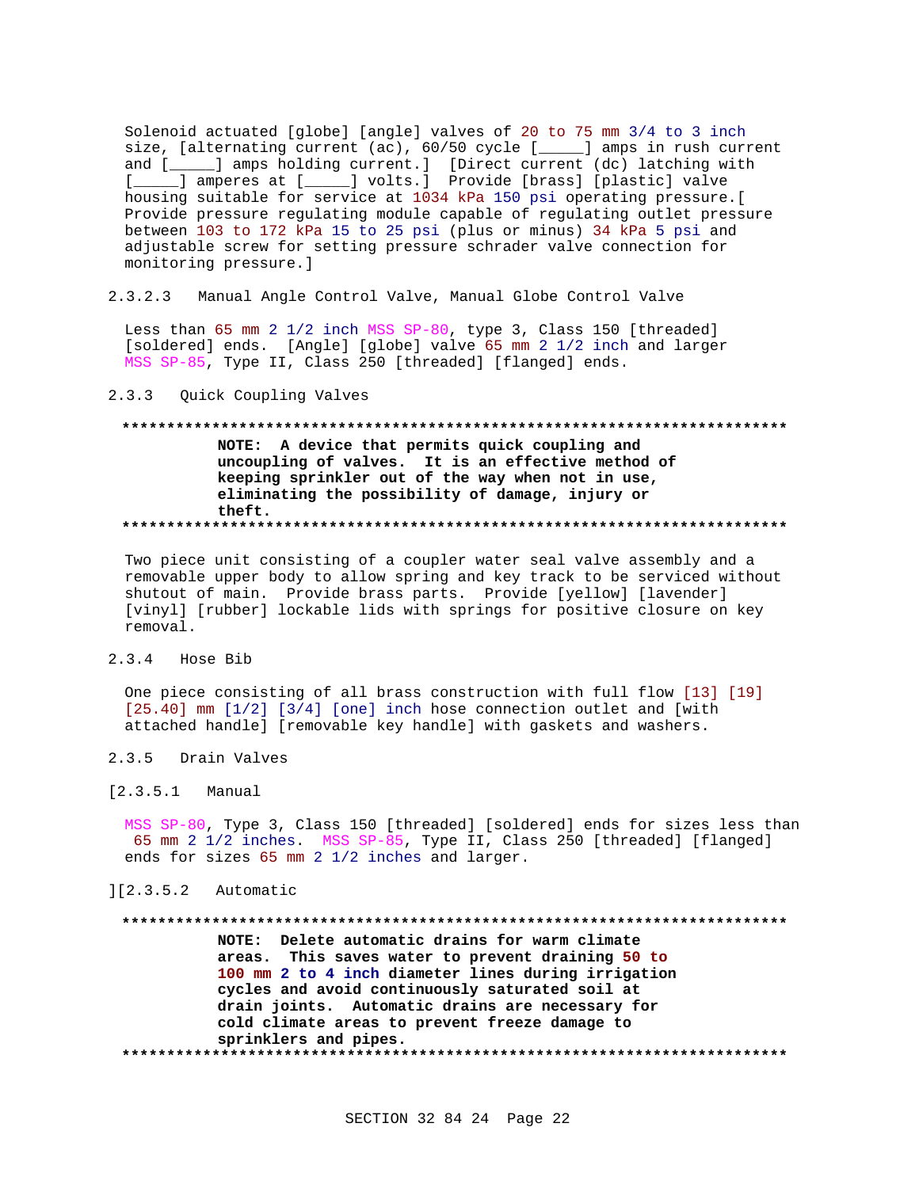Solenoid actuated [globe] [angle] valves of 20 to 75 mm 3/4 to 3 inch size, [alternating current (ac), 60/50 cycle [_____] amps in rush current and [_____] amps holding current.] [Direct current (dc) latching with [_____] amperes at [_____] volts.] Provide [brass] [plastic] valve housing suitable for service at 1034 kPa 150 psi operating pressure.[ Provide pressure regulating module capable of regulating outlet pressure between 103 to 172 kPa 15 to 25 psi (plus or minus) 34 kPa 5 psi and adjustable screw for setting pressure schrader valve connection for monitoring pressure.]

#### 2.3.2.3 Manual Angle Control Valve, Manual Globe Control Valve

Less than 65 mm 2 1/2 inch MSS SP-80, type 3, Class 150 [threaded] [soldered] ends. [Angle] [globe] valve 65 mm 2 1/2 inch and larger MSS SP-85, Type II, Class 250 [threaded] [flanged] ends.

### 2.3.3 Quick Coupling Valves

**************************************************************************

**NOTE: A device that permits quick coupling and uncoupling of valves. It is an effective method of keeping sprinkler out of the way when not in use, eliminating the possibility of damage, injury or theft.**

**************************************************************************

Two piece unit consisting of a coupler water seal valve assembly and a removable upper body to allow spring and key track to be serviced without shutout of main. Provide brass parts. Provide [yellow] [lavender] [vinyl] [rubber] lockable lids with springs for positive closure on key removal.

### 2.3.4 Hose Bib

One piece consisting of all brass construction with full flow [13] [19] [25.40] mm [1/2] [3/4] [one] inch hose connection outlet and [with attached handle] [removable key handle] with gaskets and washers.

### 2.3.5 Drain Valves

#### [2.3.5.1 Manual

MSS SP-80, Type 3, Class 150 [threaded] [soldered] ends for sizes less than 65 mm 2 1/2 inches. MSS SP-85, Type II, Class 250 [threaded] [flanged] ends for sizes 65 mm 2 1/2 inches and larger.

#### ][2.3.5.2 Automatic

**************************************************************************

**NOTE: Delete automatic drains for warm climate areas. This saves water to prevent draining 50 to 100 mm 2 to 4 inch diameter lines during irrigation cycles and avoid continuously saturated soil at drain joints. Automatic drains are necessary for cold climate areas to prevent freeze damage to sprinklers and pipes.**

**************************************************************************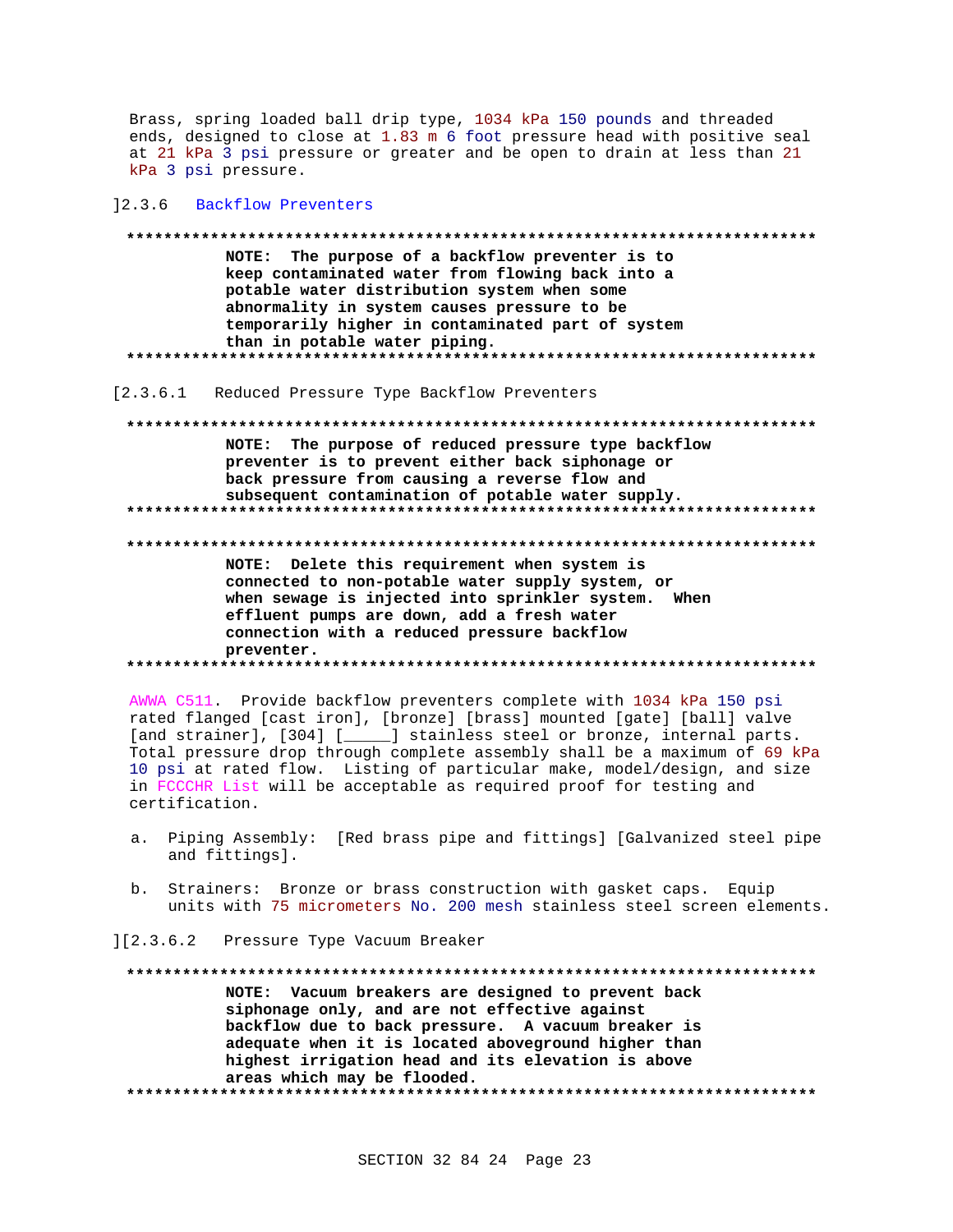Brass, spring loaded ball drip type, 1034 kPa 150 pounds and threaded ends, designed to close at 1.83 m 6 foot pressure head with positive seal at 21 kPa 3 psi pressure or greater and be open to drain at less than 21 kPa 3 psi pressure.

]2.3.6 Backflow Preventers

**************************************************************************

**NOTE: The purpose of a backflow preventer is to keep contaminated water from flowing back into a potable water distribution system when some abnormality in system causes pressure to be temporarily higher in contaminated part of system than in potable water piping.**

**************************************************************************

[2.3.6.1 Reduced Pressure Type Backflow Preventers

**************************************************************************

**NOTE: The purpose of reduced pressure type backflow preventer is to prevent either back siphonage or back pressure from causing a reverse flow and subsequent contamination of potable water supply.**

**************************************************************************

**************************************************************************

**NOTE: Delete this requirement when system is connected to non-potable water supply system, or when sewage is injected into sprinkler system. When effluent pumps are down, add a fresh water connection with a reduced pressure backflow preventer.**

**************************************************************************

AWWA C511. Provide backflow preventers complete with 1034 kPa 150 psi rated flanged [cast iron], [bronze] [brass] mounted [gate] [ball] valve [and strainer], [304] [_____] stainless steel or bronze, internal parts. Total pressure drop through complete assembly shall be a maximum of 69 kPa 10 psi at rated flow. Listing of particular make, model/design, and size in FCCCHR List will be acceptable as required proof for testing and certification.

a. Piping Assembly: [Red brass pipe and fittings] [Galvanized steel pipe and fittings].

b. Strainers: Bronze or brass construction with gasket caps. Equip units with 75 micrometers No. 200 mesh stainless steel screen elements.

][2.3.6.2 Pressure Type Vacuum Breaker

**************************************************************************

**NOTE: Vacuum breakers are designed to prevent back siphonage only, and are not effective against backflow due to back pressure. A vacuum breaker is adequate when it is located aboveground higher than highest irrigation head and its elevation is above areas which may be flooded.**

**************************************************************************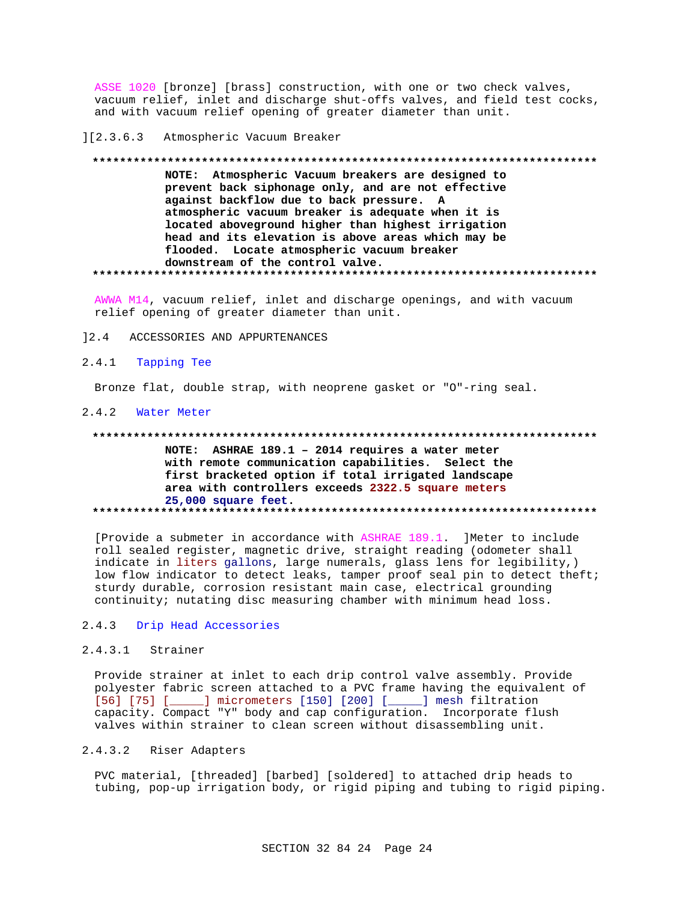ASSE 1020 [bronze] [brass] construction, with one or two check valves, vacuum relief, inlet and discharge shut-offs valves, and field test cocks, and with vacuum relief opening of greater diameter than unit.

][2.3.6.3 Atmospheric Vacuum Breaker

**************************************************************************

**NOTE: Atmospheric Vacuum breakers are designed to prevent back siphonage only, and are not effective against backflow due to back pressure. A atmospheric vacuum breaker is adequate when it is located aboveground higher than highest irrigation head and its elevation is above areas which may be flooded. Locate atmospheric vacuum breaker downstream of the control valve.**

**************************************************************************

AWWA M14, vacuum relief, inlet and discharge openings, and with vacuum relief opening of greater diameter than unit.

]2.4 ACCESSORIES AND APPURTENANCES

2.4.1 Tapping Tee

Bronze flat, double strap, with neoprene gasket or "O"-ring seal.

2.4.2 Water Meter

**************************************************************************

**NOTE: ASHRAE 189.1 – 2014 requires a water meter with remote communication capabilities. Select the first bracketed option if total irrigated landscape area with controllers exceeds 2322.5 square meters 25,000 square feet.**

**************************************************************************

[Provide a submeter in accordance with ASHRAE 189.1. ]Meter to include roll sealed register, magnetic drive, straight reading (odometer shall indicate in liters gallons, large numerals, glass lens for legibility,) low flow indicator to detect leaks, tamper proof seal pin to detect theft; sturdy durable, corrosion resistant main case, electrical grounding continuity; nutating disc measuring chamber with minimum head loss.

2.4.3 Drip Head Accessories

2.4.3.1 Strainer

Provide strainer at inlet to each drip control valve assembly. Provide polyester fabric screen attached to a PVC frame having the equivalent of [56] [75] [_____] micrometers [150] [200] [_____] mesh filtration capacity. Compact "Y" body and cap configuration. Incorporate flush valves within strainer to clean screen without disassembling unit.

2.4.3.2 Riser Adapters

PVC material, [threaded] [barbed] [soldered] to attached drip heads to tubing, pop-up irrigation body, or rigid piping and tubing to rigid piping.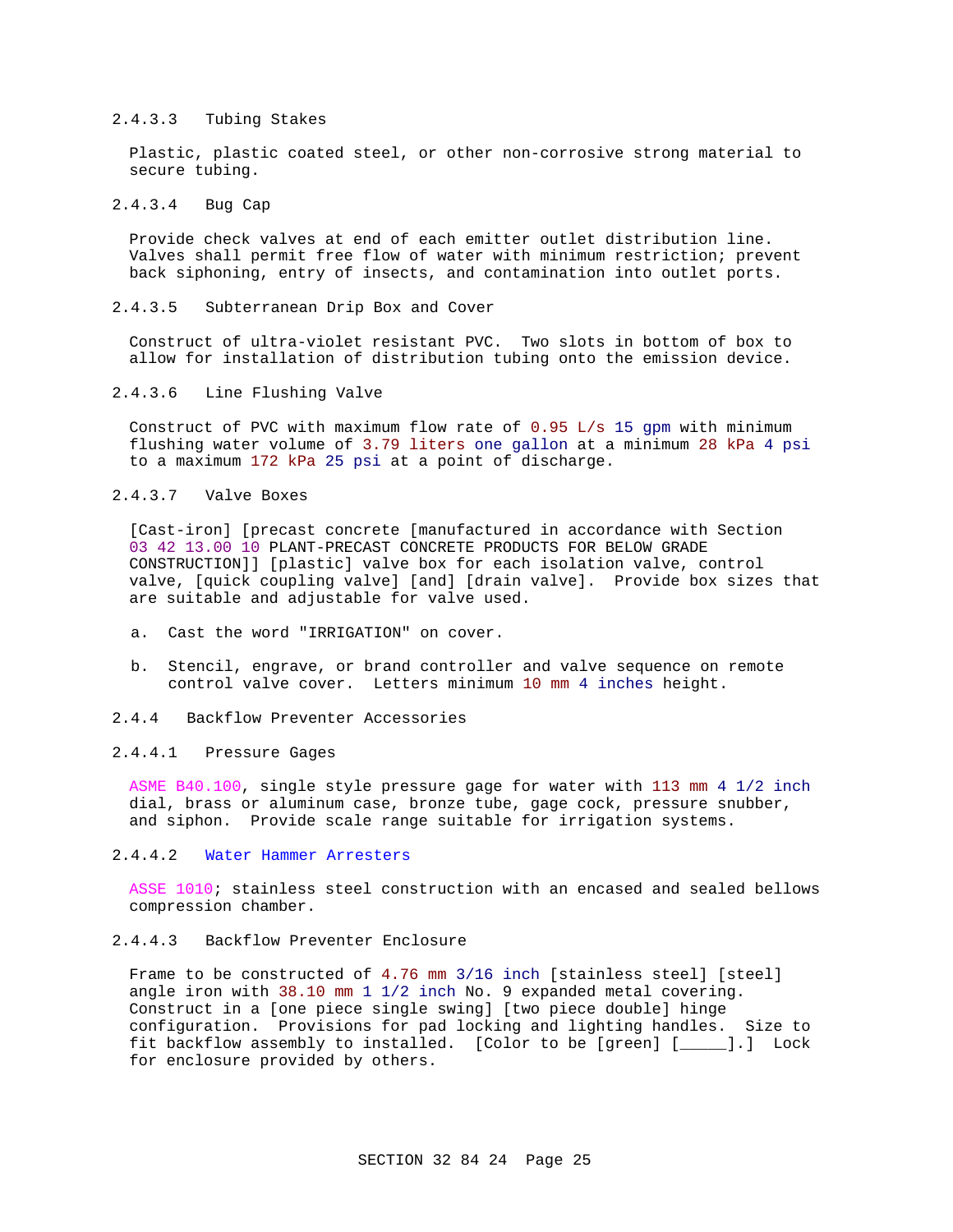#### 2.4.3.3 Tubing Stakes

Plastic, plastic coated steel, or other non-corrosive strong material to secure tubing.

#### 2.4.3.4 Bug Cap

Provide check valves at end of each emitter outlet distribution line. Valves shall permit free flow of water with minimum restriction; prevent back siphoning, entry of insects, and contamination into outlet ports.

#### 2.4.3.5 Subterranean Drip Box and Cover

Construct of ultra-violet resistant PVC. Two slots in bottom of box to allow for installation of distribution tubing onto the emission device.

#### 2.4.3.6 Line Flushing Valve

Construct of PVC with maximum flow rate of 0.95 L/s 15 gpm with minimum flushing water volume of 3.79 liters one gallon at a minimum 28 kPa 4 psi to a maximum 172 kPa 25 psi at a point of discharge.

#### 2.4.3.7 Valve Boxes

[Cast-iron] [precast concrete [manufactured in accordance with Section 03 42 13.00 10 PLANT-PRECAST CONCRETE PRODUCTS FOR BELOW GRADE CONSTRUCTION]] [plastic] valve box for each isolation valve, control valve, [quick coupling valve] [and] [drain valve]. Provide box sizes that are suitable and adjustable for valve used.

a. Cast the word "IRRIGATION" on cover.

b. Stencil, engrave, or brand controller and valve sequence on remote control valve cover. Letters minimum 10 mm 4 inches height.

### 2.4.4 Backflow Preventer Accessories

#### 2.4.4.1 Pressure Gages

ASME B40.100, single style pressure gage for water with 113 mm 4 1/2 inch dial, brass or aluminum case, bronze tube, gage cock, pressure snubber, and siphon. Provide scale range suitable for irrigation systems.

#### 2.4.4.2 Water Hammer Arresters

ASSE 1010; stainless steel construction with an encased and sealed bellows compression chamber.

#### 2.4.4.3 Backflow Preventer Enclosure

Frame to be constructed of 4.76 mm 3/16 inch [stainless steel] [steel] angle iron with 38.10 mm 1 1/2 inch No. 9 expanded metal covering. Construct in a [one piece single swing] [two piece double] hinge configuration. Provisions for pad locking and lighting handles. Size to fit backflow assembly to installed. [Color to be [green] [_____].] Lock for enclosure provided by others.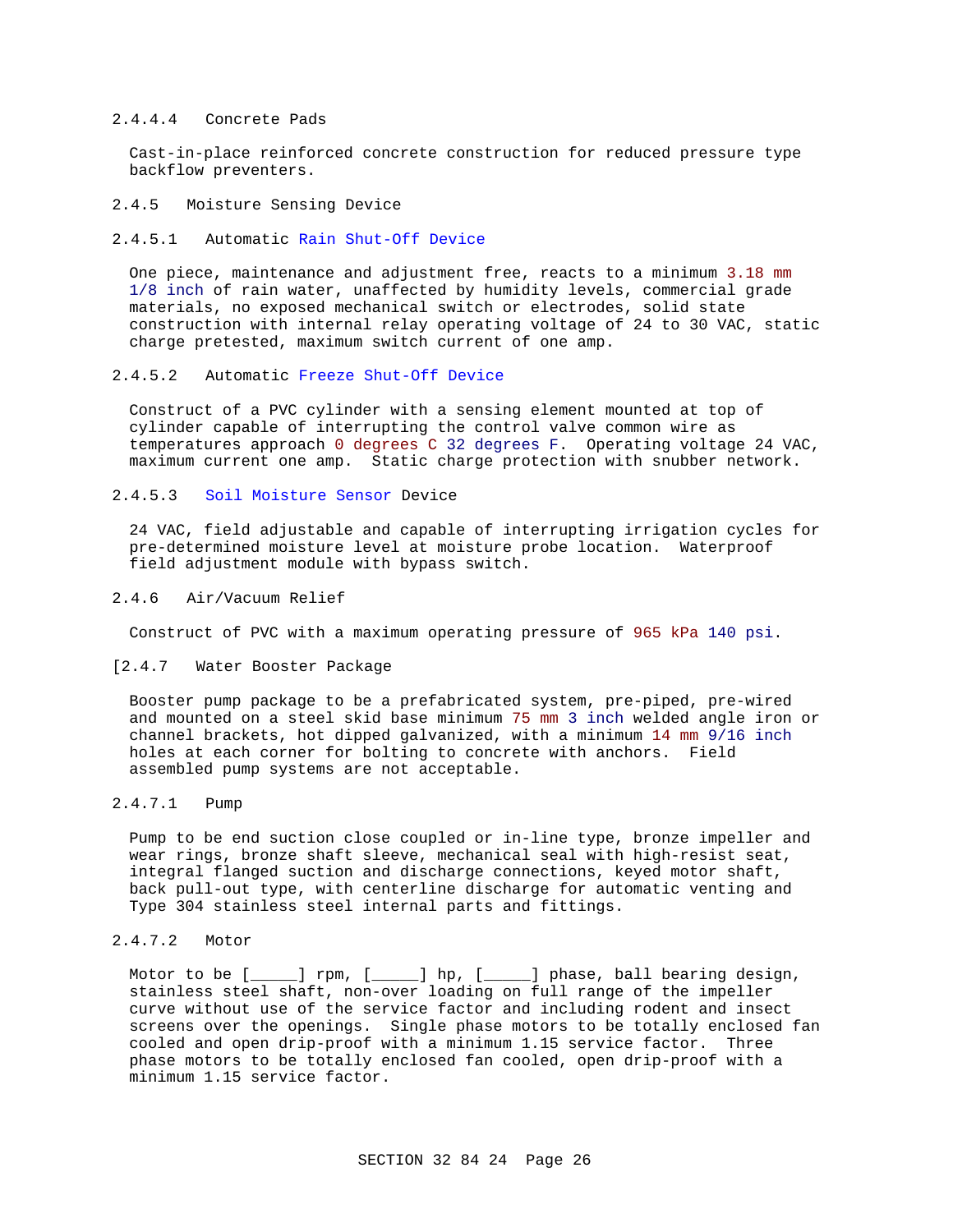#### 2.4.4.4 Concrete Pads

Cast-in-place reinforced concrete construction for reduced pressure type backflow preventers.

### 2.4.5 Moisture Sensing Device

#### 2.4.5.1 Automatic Rain Shut-Off Device

One piece, maintenance and adjustment free, reacts to a minimum 3.18 mm 1/8 inch of rain water, unaffected by humidity levels, commercial grade materials, no exposed mechanical switch or electrodes, solid state construction with internal relay operating voltage of 24 to 30 VAC, static charge pretested, maximum switch current of one amp.

#### 2.4.5.2 Automatic Freeze Shut-Off Device

Construct of a PVC cylinder with a sensing element mounted at top of cylinder capable of interrupting the control valve common wire as temperatures approach 0 degrees C 32 degrees F. Operating voltage 24 VAC, maximum current one amp. Static charge protection with snubber network.

#### 2.4.5.3 Soil Moisture Sensor Device

24 VAC, field adjustable and capable of interrupting irrigation cycles for pre-determined moisture level at moisture probe location. Waterproof field adjustment module with bypass switch.

### 2.4.6 Air/Vacuum Relief

Construct of PVC with a maximum operating pressure of 965 kPa 140 psi.

### [2.4.7 Water Booster Package

Booster pump package to be a prefabricated system, pre-piped, pre-wired and mounted on a steel skid base minimum 75 mm 3 inch welded angle iron or channel brackets, hot dipped galvanized, with a minimum 14 mm 9/16 inch holes at each corner for bolting to concrete with anchors. Field assembled pump systems are not acceptable.

#### 2.4.7.1 Pump

Pump to be end suction close coupled or in-line type, bronze impeller and wear rings, bronze shaft sleeve, mechanical seal with high-resist seat, integral flanged suction and discharge connections, keyed motor shaft, back pull-out type, with centerline discharge for automatic venting and Type 304 stainless steel internal parts and fittings.

#### 2.4.7.2 Motor

Motor to be [_____] rpm, [_____] hp, [_____] phase, ball bearing design, stainless steel shaft, non-over loading on full range of the impeller curve without use of the service factor and including rodent and insect screens over the openings. Single phase motors to be totally enclosed fan cooled and open drip-proof with a minimum 1.15 service factor. Three phase motors to be totally enclosed fan cooled, open drip-proof with a minimum 1.15 service factor.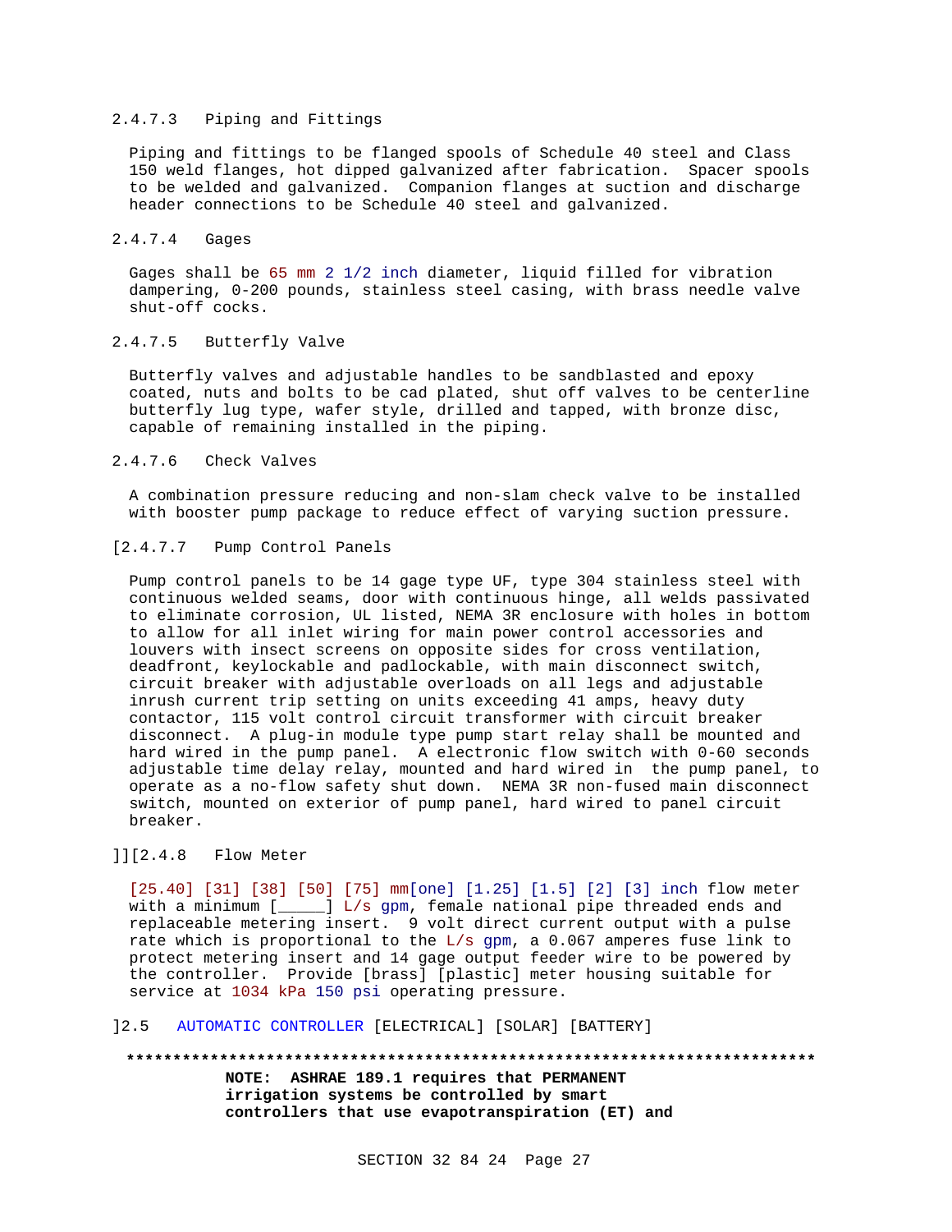#### 2.4.7.3 Piping and Fittings

Piping and fittings to be flanged spools of Schedule 40 steel and Class 150 weld flanges, hot dipped galvanized after fabrication. Spacer spools to be welded and galvanized. Companion flanges at suction and discharge header connections to be Schedule 40 steel and galvanized.

#### 2.4.7.4 Gages

Gages shall be 65 mm 2 1/2 inch diameter, liquid filled for vibration dampering, 0-200 pounds, stainless steel casing, with brass needle valve shut-off cocks.

#### 2.4.7.5 Butterfly Valve

Butterfly valves and adjustable handles to be sandblasted and epoxy coated, nuts and bolts to be cad plated, shut off valves to be centerline butterfly lug type, wafer style, drilled and tapped, with bronze disc, capable of remaining installed in the piping.

#### 2.4.7.6 Check Valves

A combination pressure reducing and non-slam check valve to be installed with booster pump package to reduce effect of varying suction pressure.

#### [2.4.7.7 Pump Control Panels

Pump control panels to be 14 gage type UF, type 304 stainless steel with continuous welded seams, door with continuous hinge, all welds passivated to eliminate corrosion, UL listed, NEMA 3R enclosure with holes in bottom to allow for all inlet wiring for main power control accessories and louvers with insect screens on opposite sides for cross ventilation, deadfront, keylockable and padlockable, with main disconnect switch, circuit breaker with adjustable overloads on all legs and adjustable inrush current trip setting on units exceeding 41 amps, heavy duty contactor, 115 volt control circuit transformer with circuit breaker disconnect. A plug-in module type pump start relay shall be mounted and hard wired in the pump panel. A electronic flow switch with 0-60 seconds adjustable time delay relay, mounted and hard wired in the pump panel, to operate as a no-flow safety shut down. NEMA 3R non-fused main disconnect switch, mounted on exterior of pump panel, hard wired to panel circuit breaker.

### ]][2.4.8 Flow Meter

[25.40] [31] [38] [50] [75] mm[one] [1.25] [1.5] [2] [3] inch flow meter with a minimum [_____] L/s gpm, female national pipe threaded ends and replaceable metering insert. 9 volt direct current output with a pulse rate which is proportional to the L/s gpm, a 0.067 amperes fuse link to protect metering insert and 14 gage output feeder wire to be powered by the controller. Provide [brass] [plastic] meter housing suitable for service at 1034 kPa 150 psi operating pressure.

## ]2.5 AUTOMATIC CONTROLLER [ELECTRICAL] [SOLAR] [BATTERY]

**************************************************************************

**NOTE: ASHRAE 189.1 requires that PERMANENT irrigation systems be controlled by smart controllers that use evapotranspiration (ET) and**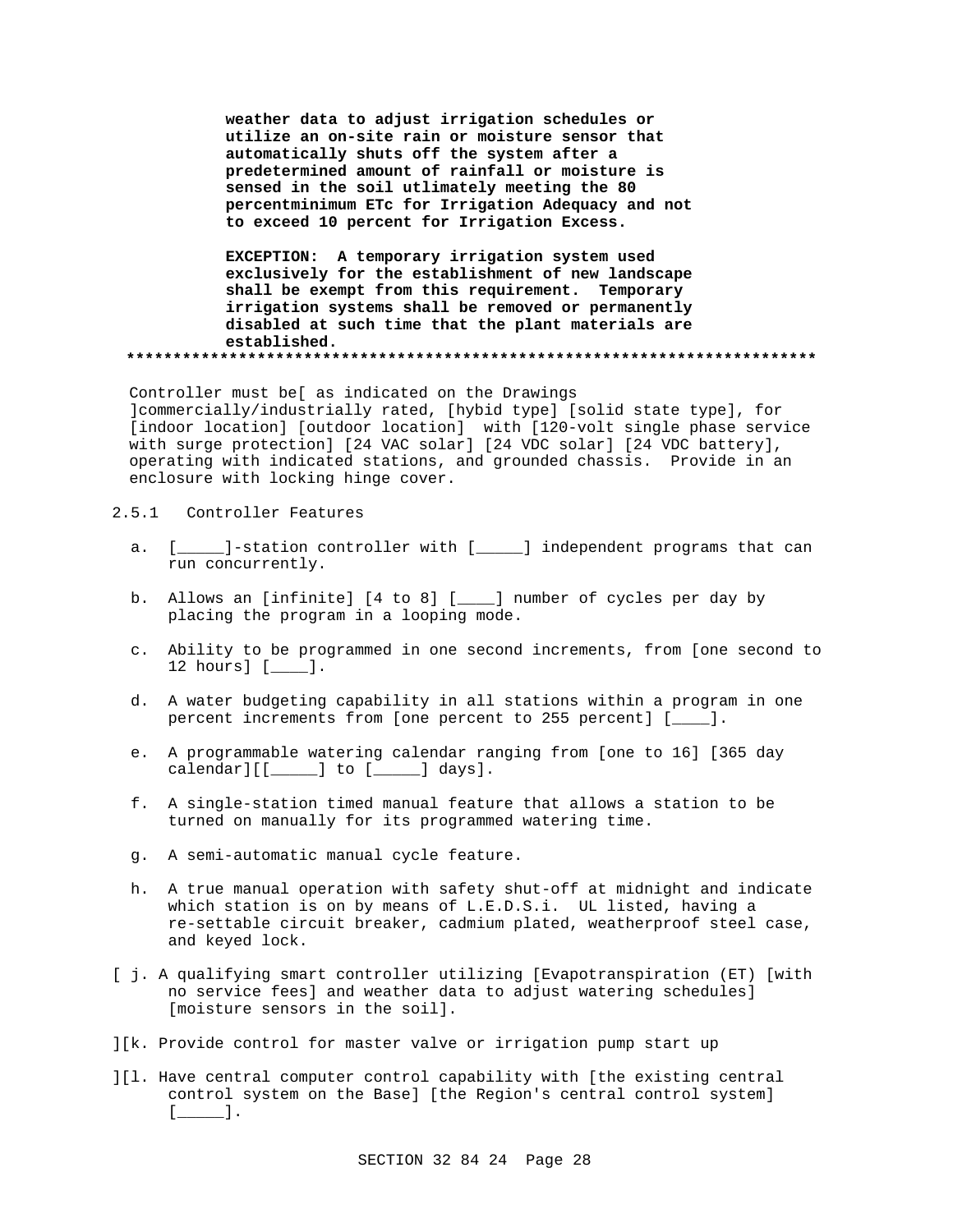**weather data to adjust irrigation schedules or utilize an on-site rain or moisture sensor that automatically shuts off the system after a predetermined amount of rainfall or moisture is sensed in the soil utlimately meeting the 80 percentminimum ETc for Irrigation Adequacy and not to exceed 10 percent for Irrigation Excess.**

**EXCEPTION: A temporary irrigation system used exclusively for the establishment of new landscape shall be exempt from this requirement. Temporary irrigation systems shall be removed or permanently disabled at such time that the plant materials are established.**

**************************************************************************

Controller must be[ as indicated on the Drawings ]commercially/industrially rated, [hybid type] [solid state type], for [indoor location] [outdoor location] with [120-volt single phase service with surge protection] [24 VAC solar] [24 VDC solar] [24 VDC battery], operating with indicated stations, and grounded chassis. Provide in an enclosure with locking hinge cover.

### 2.5.1 Controller Features

a. [_____]-station controller with [_____] independent programs that can run concurrently.

b. Allows an [infinite] [4 to 8] [____] number of cycles per day by placing the program in a looping mode.

c. Ability to be programmed in one second increments, from [one second to 12 hours] [____].

d. A water budgeting capability in all stations within a program in one percent increments from [one percent to 255 percent] [____].

e. A programmable watering calendar ranging from [one to 16] [365 day calendar][[_____] to [_____] days].

f. A single-station timed manual feature that allows a station to be turned on manually for its programmed watering time.

g. A semi-automatic manual cycle feature.

h. A true manual operation with safety shut-off at midnight and indicate which station is on by means of L.E.D.S.i. UL listed, having a re-settable circuit breaker, cadmium plated, weatherproof steel case, and keyed lock.

[ j. A qualifying smart controller utilizing [Evapotranspiration (ET) [with no service fees] and weather data to adjust watering schedules] [moisture sensors in the soil].

][k. Provide control for master valve or irrigation pump start up

][l. Have central computer control capability with [the existing central control system on the Base] [the Region's central control system] [_____].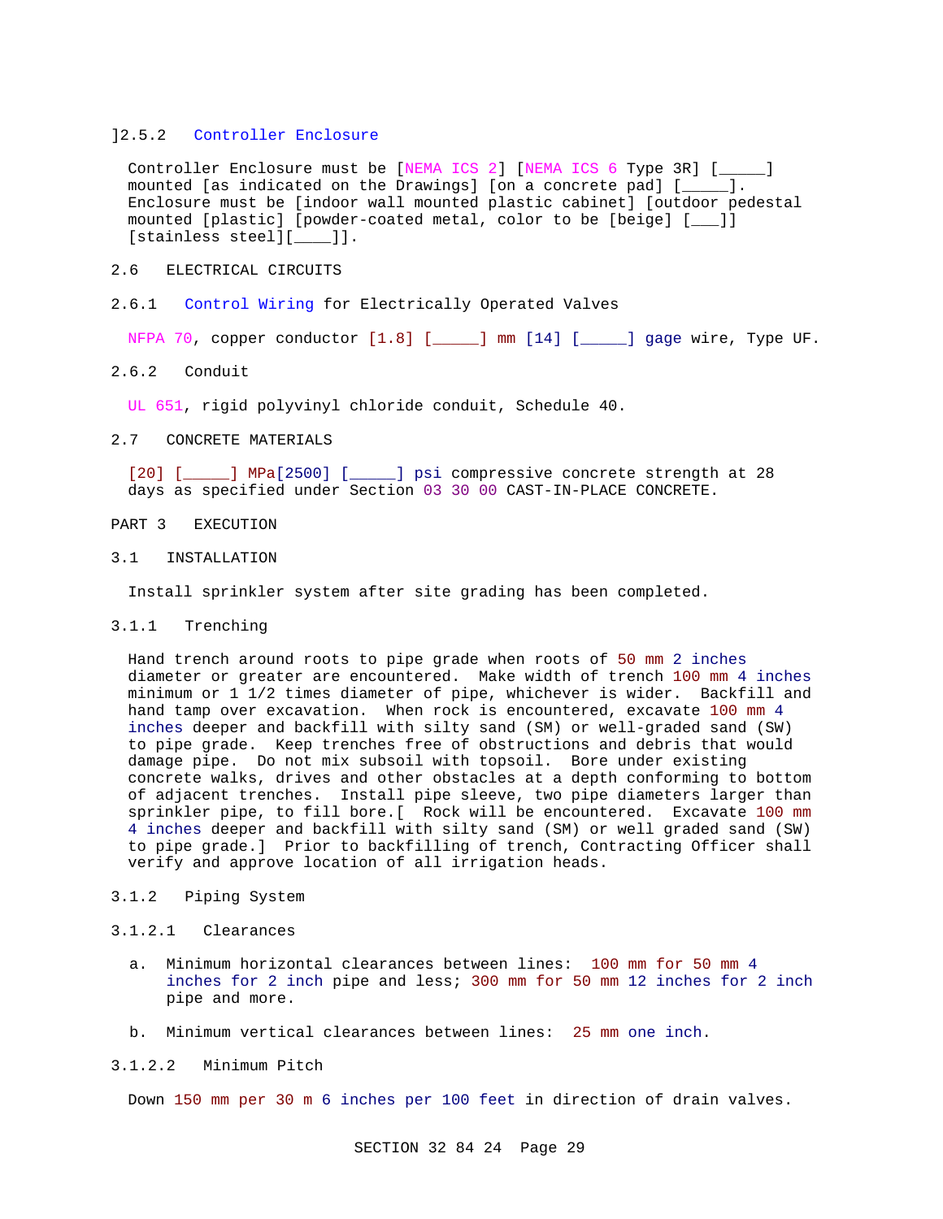]2.5.2 Controller Enclosure

Controller Enclosure must be [NEMA ICS 2] [NEMA ICS 6 Type 3R] [_____] mounted [as indicated on the Drawings] [on a concrete pad] [_____]. Enclosure must be [indoor wall mounted plastic cabinet] [outdoor pedestal mounted [plastic] [powder-coated metal, color to be [beige] [___]] [stainless steel][____]].

## 2.6 ELECTRICAL CIRCUITS

### 2.6.1 Control Wiring for Electrically Operated Valves

NFPA 70, copper conductor [1.8] [_____] mm [14] [_____] gage wire, Type UF.

### 2.6.2 Conduit

UL 651, rigid polyvinyl chloride conduit, Schedule 40.

## 2.7 CONCRETE MATERIALS

[20] [_____] MPa[2500] [_____] psi compressive concrete strength at 28 days as specified under Section 03 30 00 CAST-IN-PLACE CONCRETE.

# PART 3 EXECUTION

## 3.1 INSTALLATION

Install sprinkler system after site grading has been completed.

### 3.1.1 Trenching

Hand trench around roots to pipe grade when roots of 50 mm 2 inches diameter or greater are encountered. Make width of trench 100 mm 4 inches minimum or 1 1/2 times diameter of pipe, whichever is wider. Backfill and hand tamp over excavation. When rock is encountered, excavate 100 mm 4 inches deeper and backfill with silty sand (SM) or well-graded sand (SW) to pipe grade. Keep trenches free of obstructions and debris that would damage pipe. Do not mix subsoil with topsoil. Bore under existing concrete walks, drives and other obstacles at a depth conforming to bottom of adjacent trenches. Install pipe sleeve, two pipe diameters larger than sprinkler pipe, to fill bore.[ Rock will be encountered. Excavate 100 mm 4 inches deeper and backfill with silty sand (SM) or well graded sand (SW) to pipe grade.] Prior to backfilling of trench, Contracting Officer shall verify and approve location of all irrigation heads.

### 3.1.2 Piping System

#### 3.1.2.1 Clearances

a. Minimum horizontal clearances between lines: 100 mm for 50 mm 4 inches for 2 inch pipe and less; 300 mm for 50 mm 12 inches for 2 inch pipe and more.

b. Minimum vertical clearances between lines: 25 mm one inch.

#### 3.1.2.2 Minimum Pitch

Down 150 mm per 30 m 6 inches per 100 feet in direction of drain valves.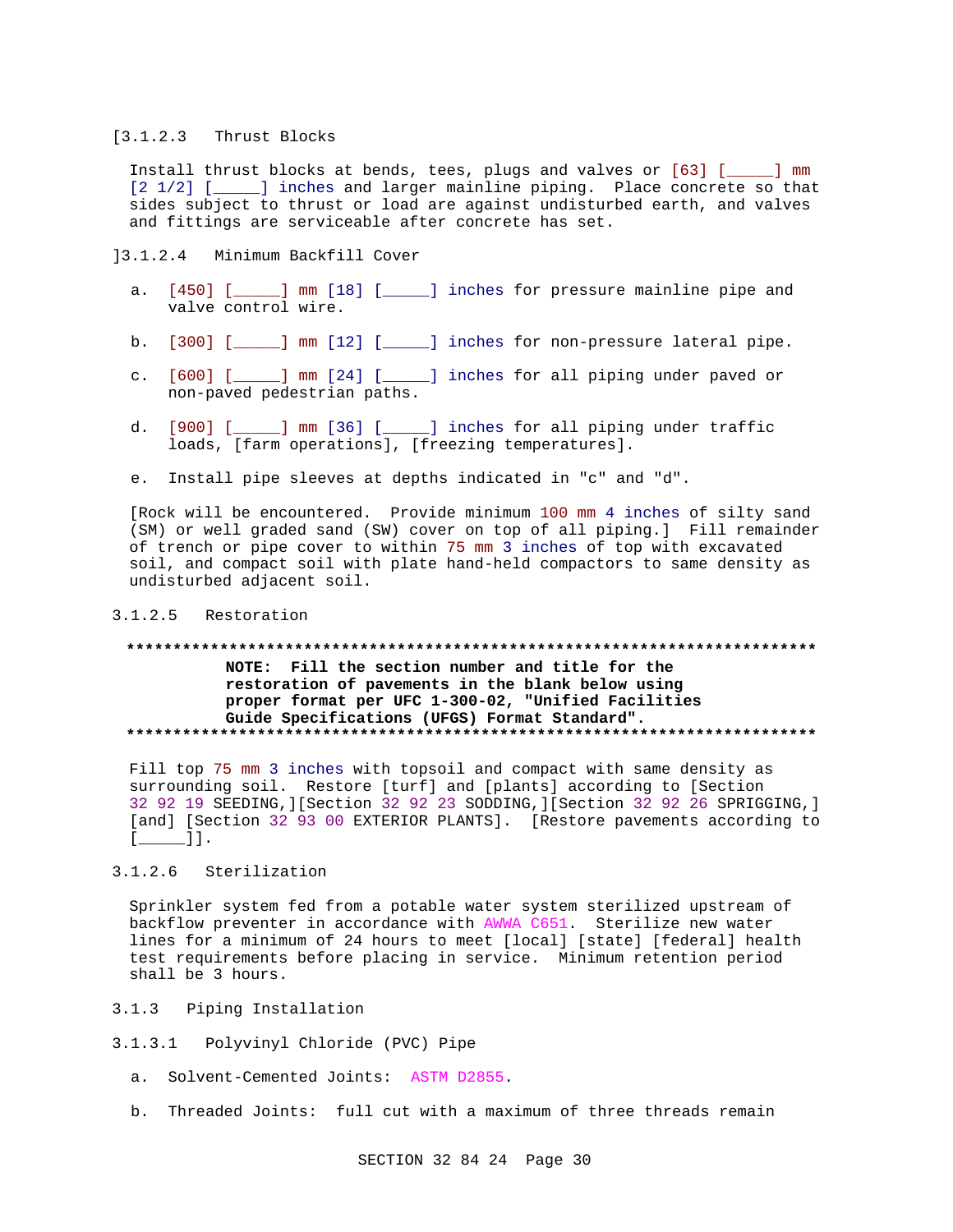[3.1.2.3 Thrust Blocks

Install thrust blocks at bends, tees, plugs and valves or [63] [_____] mm [2 1/2] [_____] inches and larger mainline piping. Place concrete so that sides subject to thrust or load are against undisturbed earth, and valves and fittings are serviceable after concrete has set.

]3.1.2.4 Minimum Backfill Cover

a. [450] [_____] mm [18] [_____] inches for pressure mainline pipe and valve control wire.

b. [300] [_____] mm [12] [_____] inches for non-pressure lateral pipe.

c. [600] [_____] mm [24] [_____] inches for all piping under paved or non-paved pedestrian paths.

d. [900] [_____] mm [36] [_____] inches for all piping under traffic loads, [farm operations], [freezing temperatures].

e. Install pipe sleeves at depths indicated in "c" and "d".

[Rock will be encountered. Provide minimum 100 mm 4 inches of silty sand (SM) or well graded sand (SW) cover on top of all piping.] Fill remainder of trench or pipe cover to within 75 mm 3 inches of top with excavated soil, and compact soil with plate hand-held compactors to same density as undisturbed adjacent soil.

3.1.2.5 Restoration

**************************************************************************
**NOTE: Fill the section number and title for the restoration of pavements in the blank below using proper format per UFC 1-300-02, "Unified Facilities Guide Specifications (UFGS) Format Standard".**
**************************************************************************

Fill top 75 mm 3 inches with topsoil and compact with same density as surrounding soil. Restore [turf] and [plants] according to [Section 32 92 19 SEEDING,][Section 32 92 23 SODDING,][Section 32 92 26 SPRIGGING,] [and] [Section 32 93 00 EXTERIOR PLANTS]. [Restore pavements according to [_____]].

3.1.2.6 Sterilization

Sprinkler system fed from a potable water system sterilized upstream of backflow preventer in accordance with AWWA C651. Sterilize new water lines for a minimum of 24 hours to meet [local] [state] [federal] health test requirements before placing in service. Minimum retention period shall be 3 hours.

3.1.3 Piping Installation

3.1.3.1 Polyvinyl Chloride (PVC) Pipe

a. Solvent-Cemented Joints: ASTM D2855.

b. Threaded Joints: full cut with a maximum of three threads remain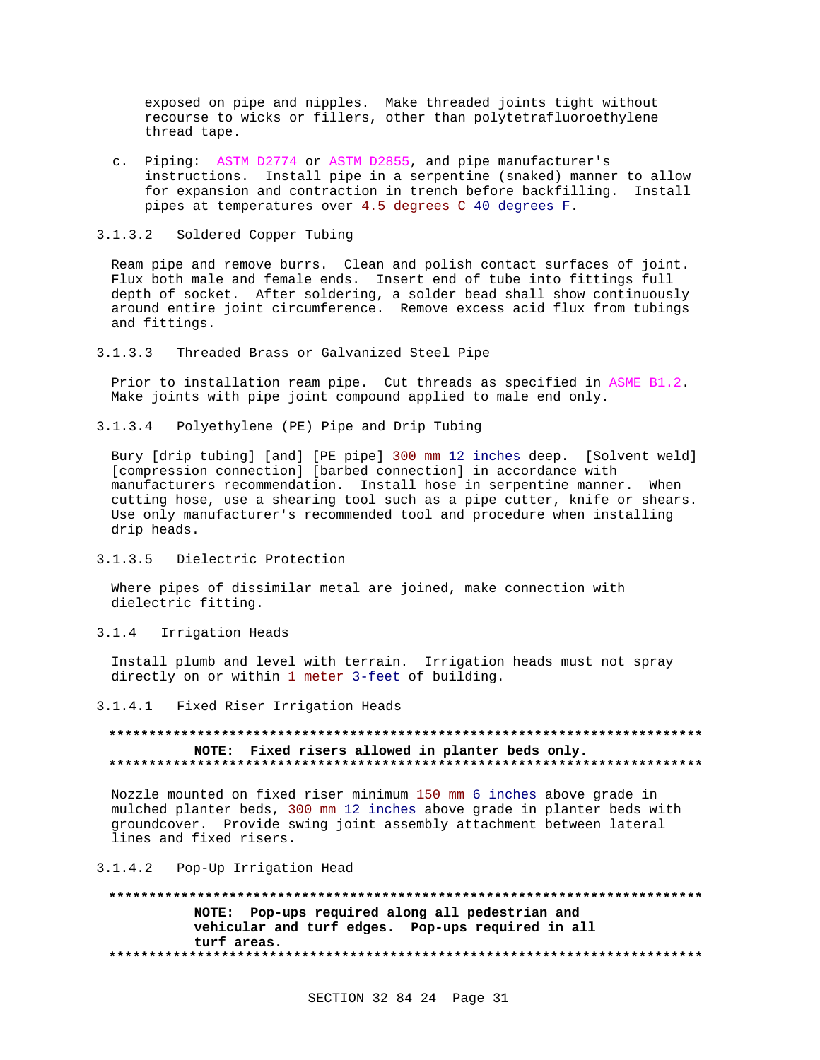exposed on pipe and nipples. Make threaded joints tight without recourse to wicks or fillers, other than polytetrafluoroethylene thread tape.

c. Piping: ASTM D2774 or ASTM D2855, and pipe manufacturer's instructions. Install pipe in a serpentine (snaked) manner to allow for expansion and contraction in trench before backfilling. Install pipes at temperatures over 4.5 degrees C 40 degrees F.

#### 3.1.3.2 Soldered Copper Tubing

Ream pipe and remove burrs. Clean and polish contact surfaces of joint. Flux both male and female ends. Insert end of tube into fittings full depth of socket. After soldering, a solder bead shall show continuously around entire joint circumference. Remove excess acid flux from tubings and fittings.

#### 3.1.3.3 Threaded Brass or Galvanized Steel Pipe

Prior to installation ream pipe. Cut threads as specified in ASME B1.2. Make joints with pipe joint compound applied to male end only.

#### 3.1.3.4 Polyethylene (PE) Pipe and Drip Tubing

Bury [drip tubing] [and] [PE pipe] 300 mm 12 inches deep. [Solvent weld] [compression connection] [barbed connection] in accordance with manufacturers recommendation. Install hose in serpentine manner. When cutting hose, use a shearing tool such as a pipe cutter, knife or shears. Use only manufacturer's recommended tool and procedure when installing drip heads.

#### 3.1.3.5 Dielectric Protection

Where pipes of dissimilar metal are joined, make connection with dielectric fitting.

### 3.1.4 Irrigation Heads

Install plumb and level with terrain. Irrigation heads must not spray directly on or within 1 meter 3-feet of building.

#### 3.1.4.1 Fixed Riser Irrigation Heads

**************************************************************************

**NOTE: Fixed risers allowed in planter beds only.**

**************************************************************************

Nozzle mounted on fixed riser minimum 150 mm 6 inches above grade in mulched planter beds, 300 mm 12 inches above grade in planter beds with groundcover. Provide swing joint assembly attachment between lateral lines and fixed risers.

#### 3.1.4.2 Pop-Up Irrigation Head

**************************************************************************

**NOTE: Pop-ups required along all pedestrian and vehicular and turf edges. Pop-ups required in all turf areas.**

**************************************************************************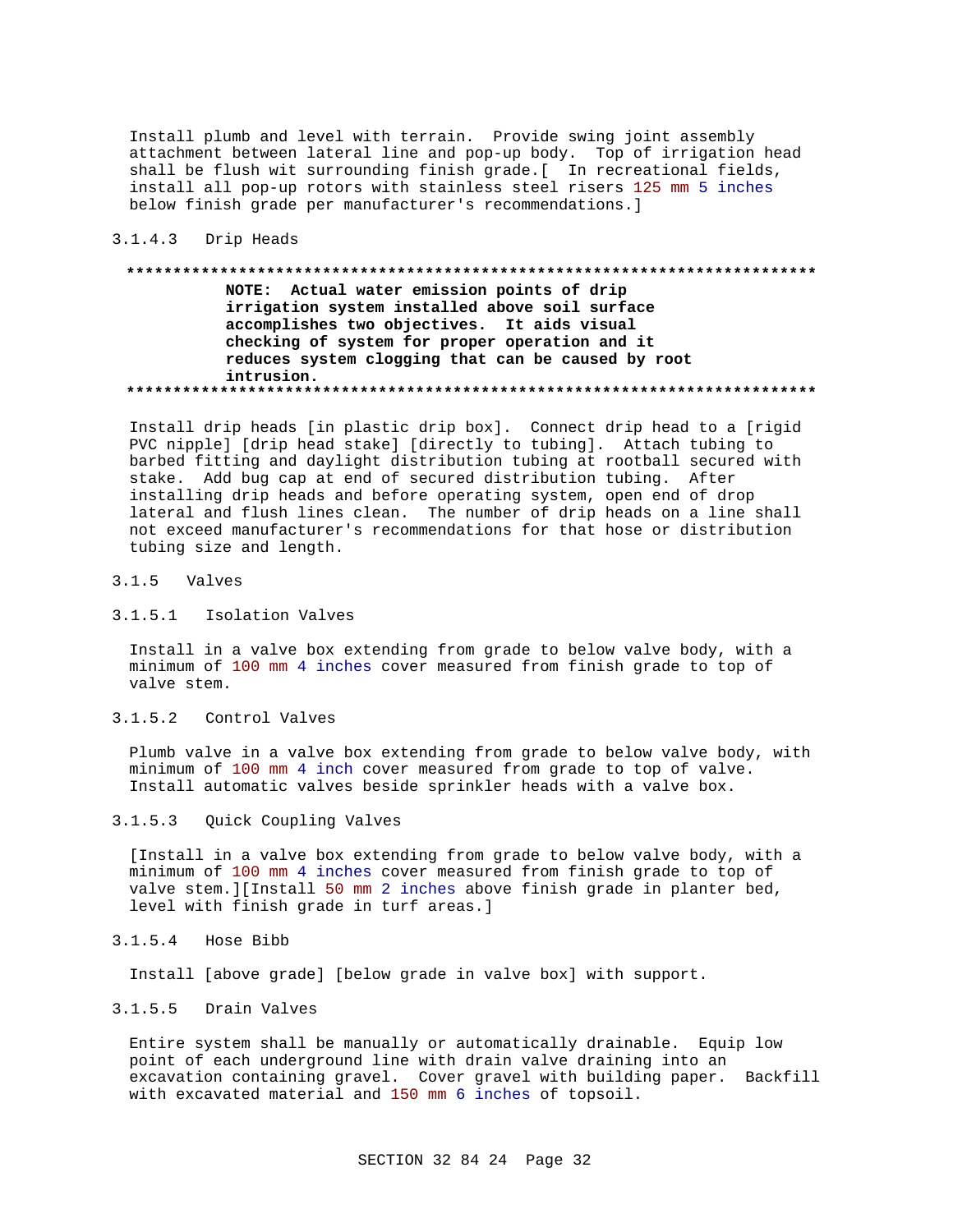Install plumb and level with terrain. Provide swing joint assembly attachment between lateral line and pop-up body. Top of irrigation head shall be flush wit surrounding finish grade.[ In recreational fields, install all pop-up rotors with stainless steel risers 125 mm 5 inches below finish grade per manufacturer's recommendations.]

#### 3.1.4.3 Drip Heads

**************************************************************************

**NOTE: Actual water emission points of drip irrigation system installed above soil surface accomplishes two objectives. It aids visual checking of system for proper operation and it reduces system clogging that can be caused by root intrusion.**

**************************************************************************

Install drip heads [in plastic drip box]. Connect drip head to a [rigid PVC nipple] [drip head stake] [directly to tubing]. Attach tubing to barbed fitting and daylight distribution tubing at rootball secured with stake. Add bug cap at end of secured distribution tubing. After installing drip heads and before operating system, open end of drop lateral and flush lines clean. The number of drip heads on a line shall not exceed manufacturer's recommendations for that hose or distribution tubing size and length.

### 3.1.5 Valves

#### 3.1.5.1 Isolation Valves

Install in a valve box extending from grade to below valve body, with a minimum of 100 mm 4 inches cover measured from finish grade to top of valve stem.

#### 3.1.5.2 Control Valves

Plumb valve in a valve box extending from grade to below valve body, with minimum of 100 mm 4 inch cover measured from grade to top of valve. Install automatic valves beside sprinkler heads with a valve box.

#### 3.1.5.3 Quick Coupling Valves

[Install in a valve box extending from grade to below valve body, with a minimum of 100 mm 4 inches cover measured from finish grade to top of valve stem.][Install 50 mm 2 inches above finish grade in planter bed, level with finish grade in turf areas.]

#### 3.1.5.4 Hose Bibb

Install [above grade] [below grade in valve box] with support.

#### 3.1.5.5 Drain Valves

Entire system shall be manually or automatically drainable. Equip low point of each underground line with drain valve draining into an excavation containing gravel. Cover gravel with building paper. Backfill with excavated material and 150 mm 6 inches of topsoil.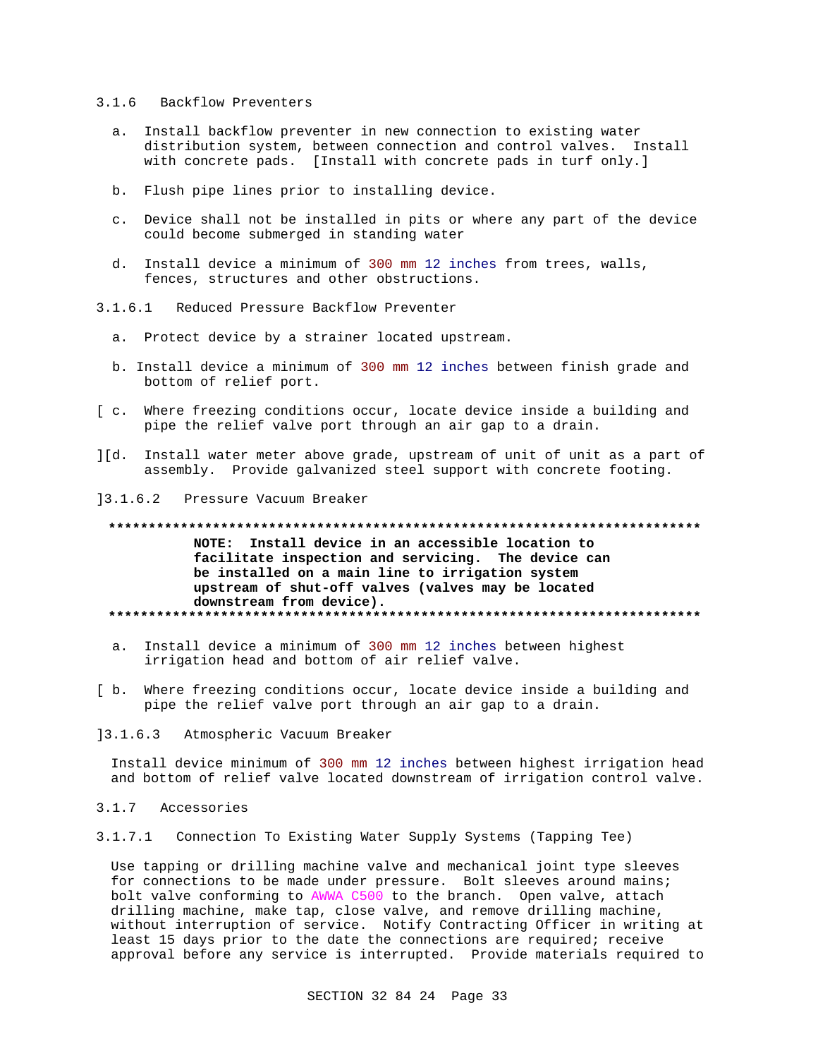#### 3.1.6 Backflow Preventers

a. Install backflow preventer in new connection to existing water distribution system, between connection and control valves. Install with concrete pads. [Install with concrete pads in turf only.]

b. Flush pipe lines prior to installing device.

c. Device shall not be installed in pits or where any part of the device could become submerged in standing water

d. Install device a minimum of 300 mm 12 inches from trees, walls, fences, structures and other obstructions.

##### 3.1.6.1 Reduced Pressure Backflow Preventer

a. Protect device by a strainer located upstream.

b. Install device a minimum of 300 mm 12 inches between finish grade and bottom of relief port.

[ c. Where freezing conditions occur, locate device inside a building and pipe the relief valve port through an air gap to a drain.

][d. Install water meter above grade, upstream of unit of unit as a part of assembly. Provide galvanized steel support with concrete footing.

]3.1.6.2 Pressure Vacuum Breaker

**************************************************************************

**NOTE: Install device in an accessible location to facilitate inspection and servicing. The device can be installed on a main line to irrigation system upstream of shut-off valves (valves may be located downstream from device).**

**************************************************************************

a. Install device a minimum of 300 mm 12 inches between highest irrigation head and bottom of air relief valve.

[ b. Where freezing conditions occur, locate device inside a building and pipe the relief valve port through an air gap to a drain.

]3.1.6.3 Atmospheric Vacuum Breaker

Install device minimum of 300 mm 12 inches between highest irrigation head and bottom of relief valve located downstream of irrigation control valve.

#### 3.1.7 Accessories

##### 3.1.7.1 Connection To Existing Water Supply Systems (Tapping Tee)

Use tapping or drilling machine valve and mechanical joint type sleeves for connections to be made under pressure. Bolt sleeves around mains; bolt valve conforming to AWWA C500 to the branch. Open valve, attach drilling machine, make tap, close valve, and remove drilling machine, without interruption of service. Notify Contracting Officer in writing at least 15 days prior to the date the connections are required; receive approval before any service is interrupted. Provide materials required to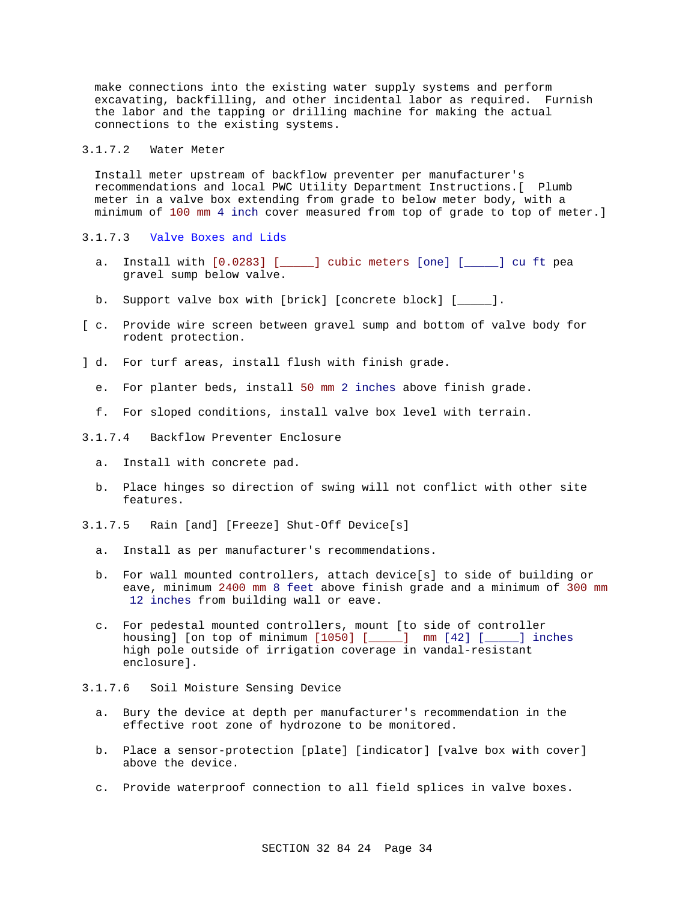make connections into the existing water supply systems and perform excavating, backfilling, and other incidental labor as required. Furnish the labor and the tapping or drilling machine for making the actual connections to the existing systems.

#### 3.1.7.2 Water Meter

Install meter upstream of backflow preventer per manufacturer's recommendations and local PWC Utility Department Instructions.[ Plumb meter in a valve box extending from grade to below meter body, with a minimum of 100 mm 4 inch cover measured from top of grade to top of meter.]

#### 3.1.7.3 Valve Boxes and Lids

a. Install with [0.0283] [_____] cubic meters [one] [_____] cu ft pea gravel sump below valve.

b. Support valve box with [brick] [concrete block] [_____].

[ c. Provide wire screen between gravel sump and bottom of valve body for rodent protection.

] d. For turf areas, install flush with finish grade.

e. For planter beds, install 50 mm 2 inches above finish grade.

f. For sloped conditions, install valve box level with terrain.

#### 3.1.7.4 Backflow Preventer Enclosure

a. Install with concrete pad.

b. Place hinges so direction of swing will not conflict with other site features.

#### 3.1.7.5 Rain [and] [Freeze] Shut-Off Device[s]

a. Install as per manufacturer's recommendations.

b. For wall mounted controllers, attach device[s] to side of building or eave, minimum 2400 mm 8 feet above finish grade and a minimum of 300 mm 12 inches from building wall or eave.

c. For pedestal mounted controllers, mount [to side of controller housing] [on top of minimum [1050] [_____] mm [42] [_____] inches high pole outside of irrigation coverage in vandal-resistant enclosure].

#### 3.1.7.6 Soil Moisture Sensing Device

a. Bury the device at depth per manufacturer's recommendation in the effective root zone of hydrozone to be monitored.

b. Place a sensor-protection [plate] [indicator] [valve box with cover] above the device.

c. Provide waterproof connection to all field splices in valve boxes.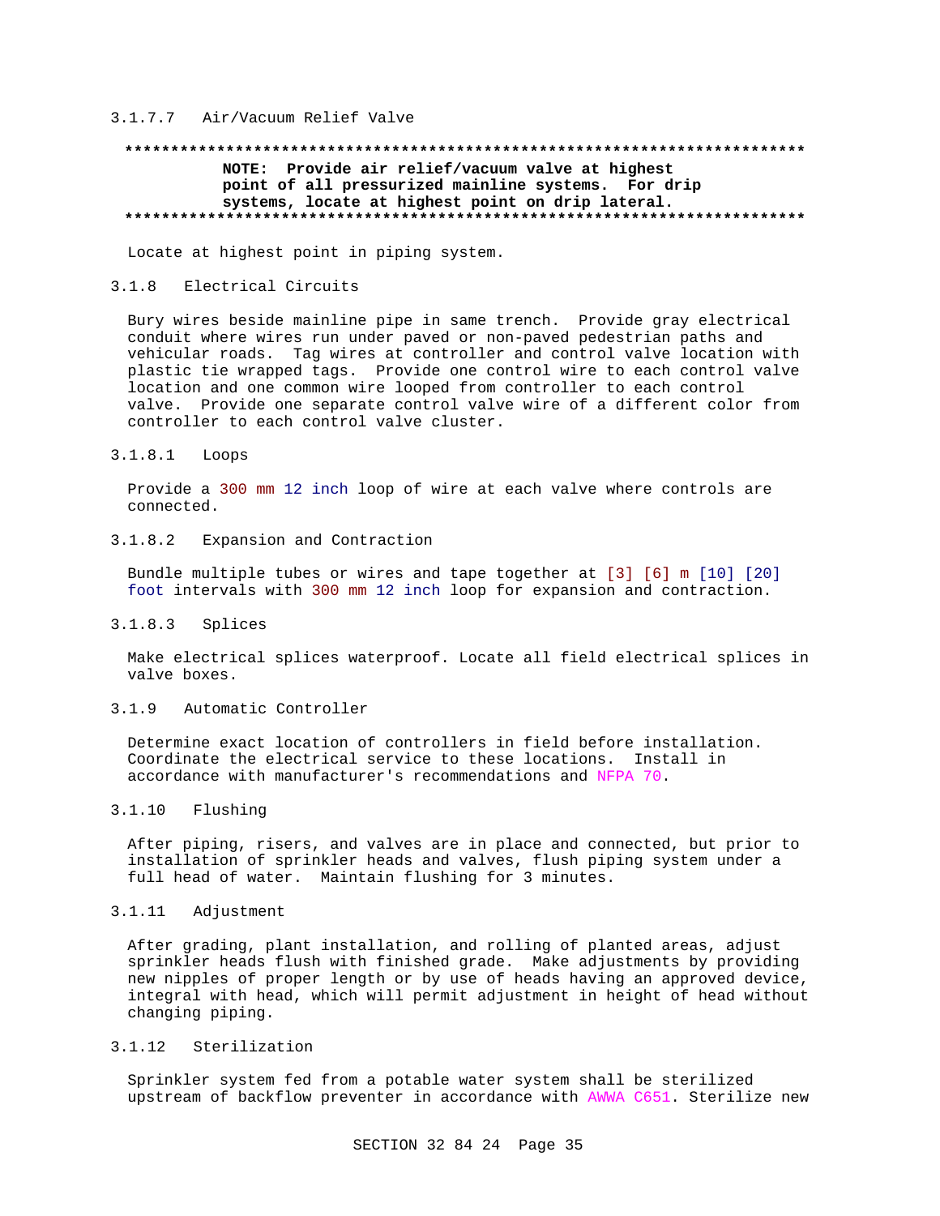#### 3.1.7.7 Air/Vacuum Relief Valve

**************************************************************************

**NOTE: Provide air relief/vacuum valve at highest point of all pressurized mainline systems. For drip systems, locate at highest point on drip lateral.**

**************************************************************************

Locate at highest point in piping system.

### 3.1.8 Electrical Circuits

Bury wires beside mainline pipe in same trench. Provide gray electrical conduit where wires run under paved or non-paved pedestrian paths and vehicular roads. Tag wires at controller and control valve location with plastic tie wrapped tags. Provide one control wire to each control valve location and one common wire looped from controller to each control valve. Provide one separate control valve wire of a different color from controller to each control valve cluster.

#### 3.1.8.1 Loops

Provide a 300 mm 12 inch loop of wire at each valve where controls are connected.

#### 3.1.8.2 Expansion and Contraction

Bundle multiple tubes or wires and tape together at [3] [6] m [10] [20] foot intervals with 300 mm 12 inch loop for expansion and contraction.

#### 3.1.8.3 Splices

Make electrical splices waterproof. Locate all field electrical splices in valve boxes.

### 3.1.9 Automatic Controller

Determine exact location of controllers in field before installation. Coordinate the electrical service to these locations. Install in accordance with manufacturer's recommendations and NFPA 70.

### 3.1.10 Flushing

After piping, risers, and valves are in place and connected, but prior to installation of sprinkler heads and valves, flush piping system under a full head of water. Maintain flushing for 3 minutes.

### 3.1.11 Adjustment

After grading, plant installation, and rolling of planted areas, adjust sprinkler heads flush with finished grade. Make adjustments by providing new nipples of proper length or by use of heads having an approved device, integral with head, which will permit adjustment in height of head without changing piping.

### 3.1.12 Sterilization

Sprinkler system fed from a potable water system shall be sterilized upstream of backflow preventer in accordance with AWWA C651. Sterilize new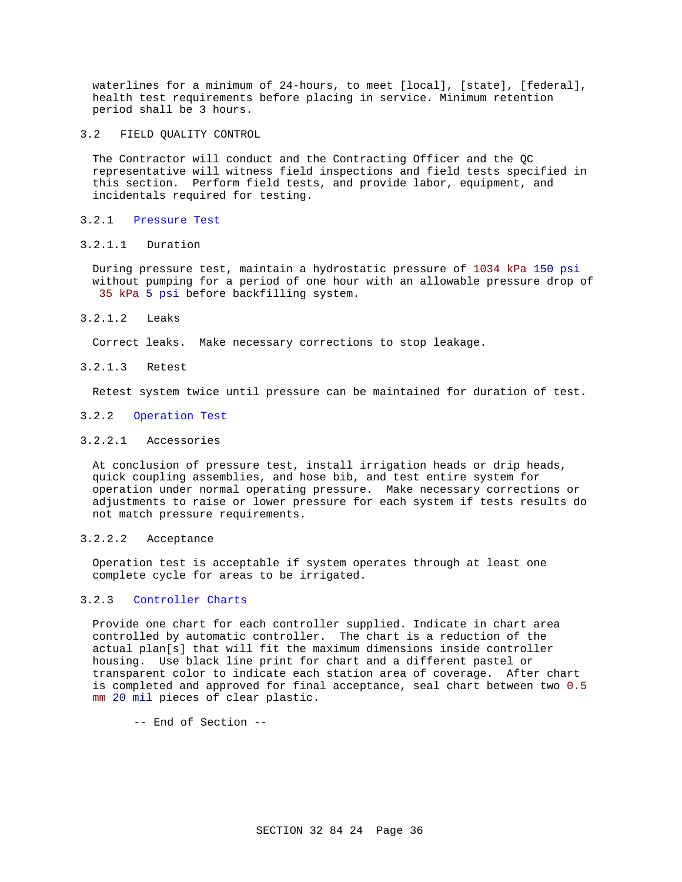waterlines for a minimum of 24-hours, to meet [local], [state], [federal], health test requirements before placing in service. Minimum retention period shall be 3 hours.

## 3.2 FIELD QUALITY CONTROL

The Contractor will conduct and the Contracting Officer and the QC representative will witness field inspections and field tests specified in this section. Perform field tests, and provide labor, equipment, and incidentals required for testing.

### 3.2.1 Pressure Test

#### 3.2.1.1 Duration

During pressure test, maintain a hydrostatic pressure of 1034 kPa 150 psi without pumping for a period of one hour with an allowable pressure drop of 35 kPa 5 psi before backfilling system.

#### 3.2.1.2 Leaks

Correct leaks. Make necessary corrections to stop leakage.

#### 3.2.1.3 Retest

Retest system twice until pressure can be maintained for duration of test.

### 3.2.2 Operation Test

#### 3.2.2.1 Accessories

At conclusion of pressure test, install irrigation heads or drip heads, quick coupling assemblies, and hose bib, and test entire system for operation under normal operating pressure. Make necessary corrections or adjustments to raise or lower pressure for each system if tests results do not match pressure requirements.

#### 3.2.2.2 Acceptance

Operation test is acceptable if system operates through at least one complete cycle for areas to be irrigated.

### 3.2.3 Controller Charts

Provide one chart for each controller supplied. Indicate in chart area controlled by automatic controller. The chart is a reduction of the actual plan[s] that will fit the maximum dimensions inside controller housing. Use black line print for chart and a different pastel or transparent color to indicate each station area of coverage. After chart is completed and approved for final acceptance, seal chart between two 0.5 mm 20 mil pieces of clear plastic.

-- End of Section --